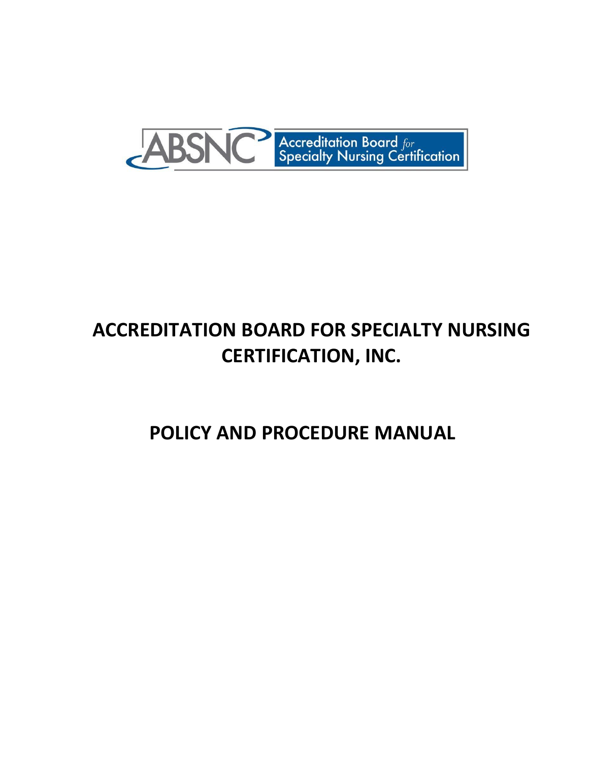ABSNC Accreditation Board *for* Specialty Nursing Certification

# ACCREDITATION BOARD FOR SPECIALTY NURSING CERTIFICATION, INC.

# POLICY AND PROCEDURE MANUAL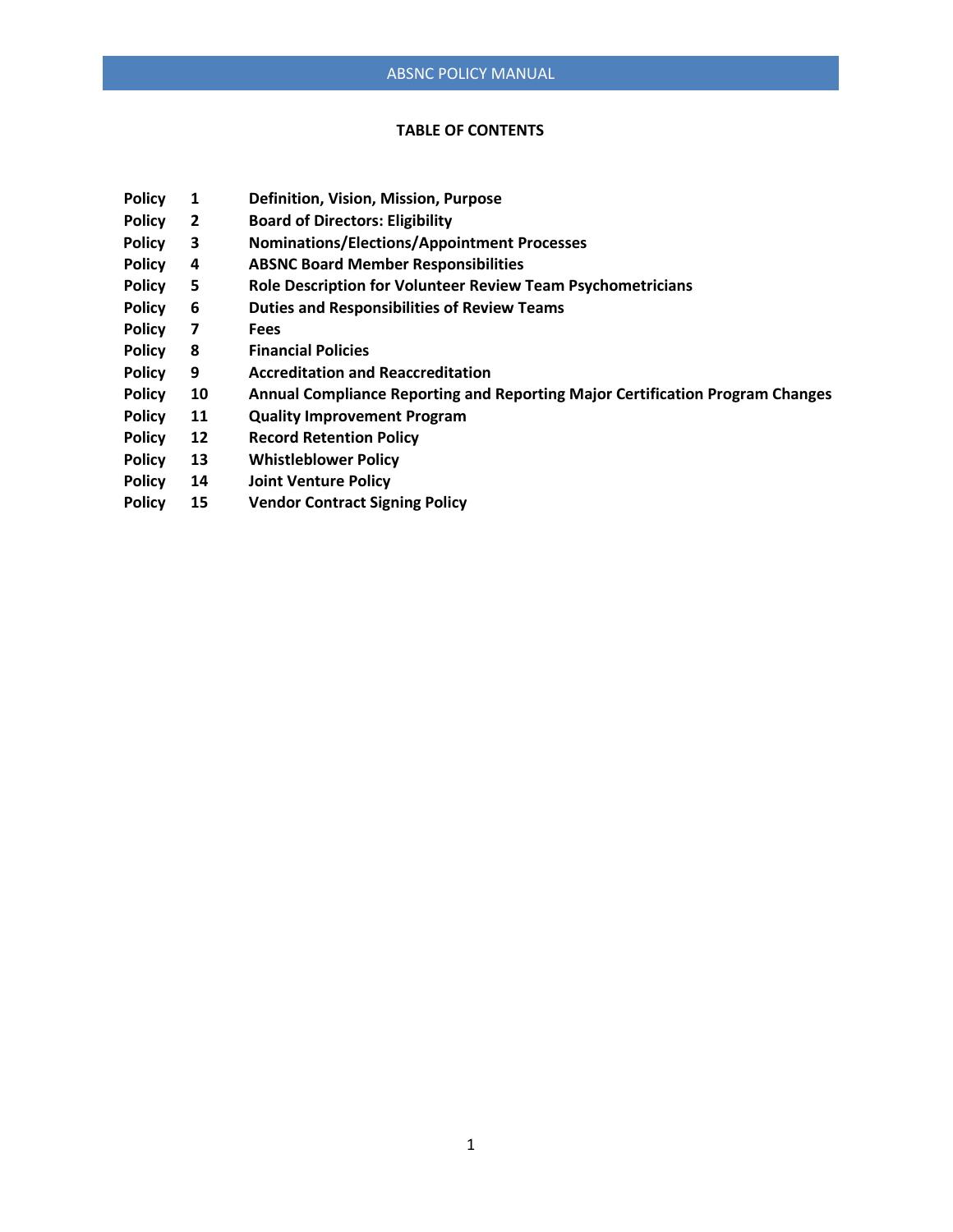**TABLE OF CONTENTS**

| | | |
|---|---|---|
| **Policy** | **1** | **Definition, Vision, Mission, Purpose** |
| **Policy** | **2** | **Board of Directors: Eligibility** |
| **Policy** | **3** | **Nominations/Elections/Appointment Processes** |
| **Policy** | **4** | **ABSNC Board Member Responsibilities** |
| **Policy** | **5** | **Role Description for Volunteer Review Team Psychometricians** |
| **Policy** | **6** | **Duties and Responsibilities of Review Teams** |
| **Policy** | **7** | **Fees** |
| **Policy** | **8** | **Financial Policies** |
| **Policy** | **9** | **Accreditation and Reaccreditation** |
| **Policy** | **10** | **Annual Compliance Reporting and Reporting Major Certification Program Changes** |
| **Policy** | **11** | **Quality Improvement Program** |
| **Policy** | **12** | **Record Retention Policy** |
| **Policy** | **13** | **Whistleblower Policy** |
| **Policy** | **14** | **Joint Venture Policy** |
| **Policy** | **15** | **Vendor Contract Signing Policy** |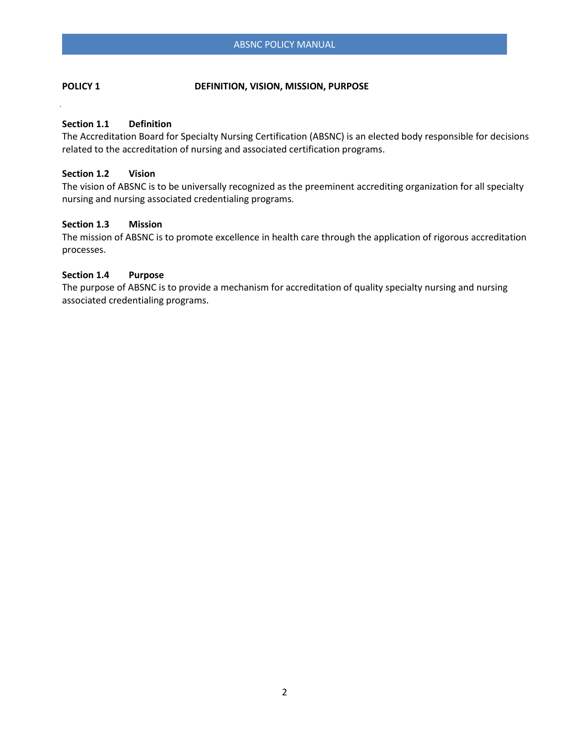## POLICY 1 DEFINITION, VISION, MISSION, PURPOSE

### Section 1.1 Definition

The Accreditation Board for Specialty Nursing Certification (ABSNC) is an elected body responsible for decisions related to the accreditation of nursing and associated certification programs.

### Section 1.2 Vision

The vision of ABSNC is to be universally recognized as the preeminent accrediting organization for all specialty nursing and nursing associated credentialing programs.

### Section 1.3 Mission

The mission of ABSNC is to promote excellence in health care through the application of rigorous accreditation processes.

### Section 1.4 Purpose

The purpose of ABSNC is to provide a mechanism for accreditation of quality specialty nursing and nursing associated credentialing programs.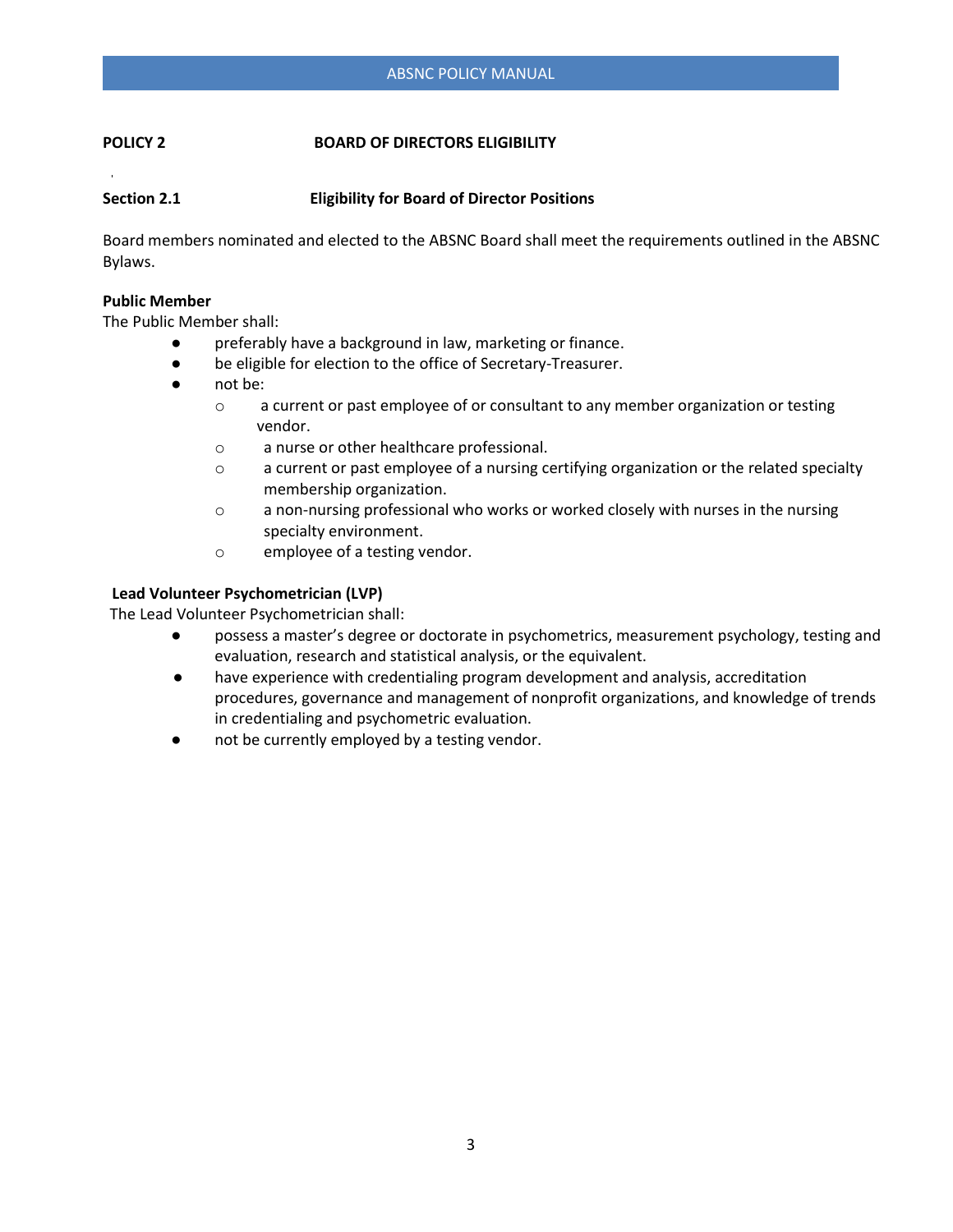## POLICY 2 BOARD OF DIRECTORS ELIGIBILITY

### Section 2.1 Eligibility for Board of Director Positions

Board members nominated and elected to the ABSNC Board shall meet the requirements outlined in the ABSNC Bylaws.

**Public Member**

The Public Member shall:

- preferably have a background in law, marketing or finance.
- be eligible for election to the office of Secretary-Treasurer.
- not be:
  - a current or past employee of or consultant to any member organization or testing vendor.
  - a nurse or other healthcare professional.
  - a current or past employee of a nursing certifying organization or the related specialty membership organization.
  - a non-nursing professional who works or worked closely with nurses in the nursing specialty environment.
  - employee of a testing vendor.

**Lead Volunteer Psychometrician (LVP)**

The Lead Volunteer Psychometrician shall:

- possess a master's degree or doctorate in psychometrics, measurement psychology, testing and evaluation, research and statistical analysis, or the equivalent.
- have experience with credentialing program development and analysis, accreditation procedures, governance and management of nonprofit organizations, and knowledge of trends in credentialing and psychometric evaluation.
- not be currently employed by a testing vendor.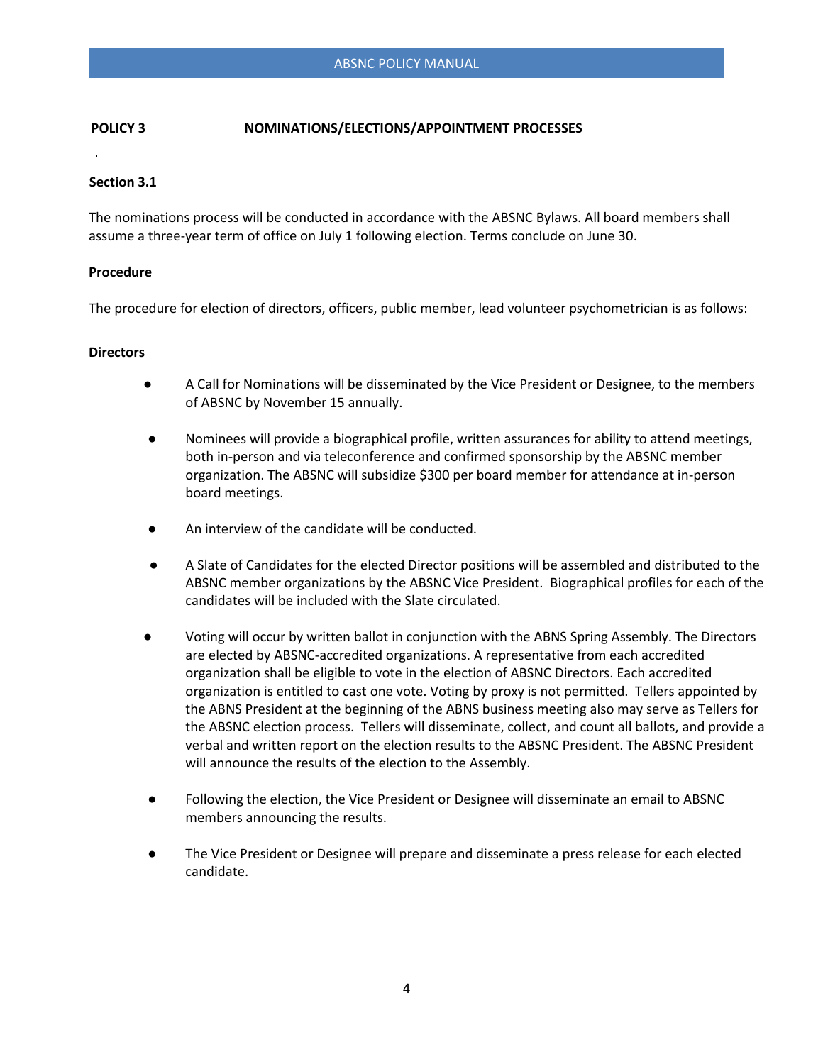## POLICY 3 NOMINATIONS/ELECTIONS/APPOINTMENT PROCESSES

### Section 3.1

The nominations process will be conducted in accordance with the ABSNC Bylaws. All board members shall assume a three-year term of office on July 1 following election. Terms conclude on June 30.

### Procedure

The procedure for election of directors, officers, public member, lead volunteer psychometrician is as follows:

#### Directors

- A Call for Nominations will be disseminated by the Vice President or Designee, to the members of ABSNC by November 15 annually.
- Nominees will provide a biographical profile, written assurances for ability to attend meetings, both in-person and via teleconference and confirmed sponsorship by the ABSNC member organization. The ABSNC will subsidize $300 per board member for attendance at in-person board meetings.
- An interview of the candidate will be conducted.
- A Slate of Candidates for the elected Director positions will be assembled and distributed to the ABSNC member organizations by the ABSNC Vice President. Biographical profiles for each of the candidates will be included with the Slate circulated.
- Voting will occur by written ballot in conjunction with the ABNS Spring Assembly. The Directors are elected by ABSNC-accredited organizations. A representative from each accredited organization shall be eligible to vote in the election of ABSNC Directors. Each accredited organization is entitled to cast one vote. Voting by proxy is not permitted. Tellers appointed by the ABNS President at the beginning of the ABNS business meeting also may serve as Tellers for the ABSNC election process. Tellers will disseminate, collect, and count all ballots, and provide a verbal and written report on the election results to the ABSNC President. The ABSNC President will announce the results of the election to the Assembly.
- Following the election, the Vice President or Designee will disseminate an email to ABSNC members announcing the results.
- The Vice President or Designee will prepare and disseminate a press release for each elected candidate.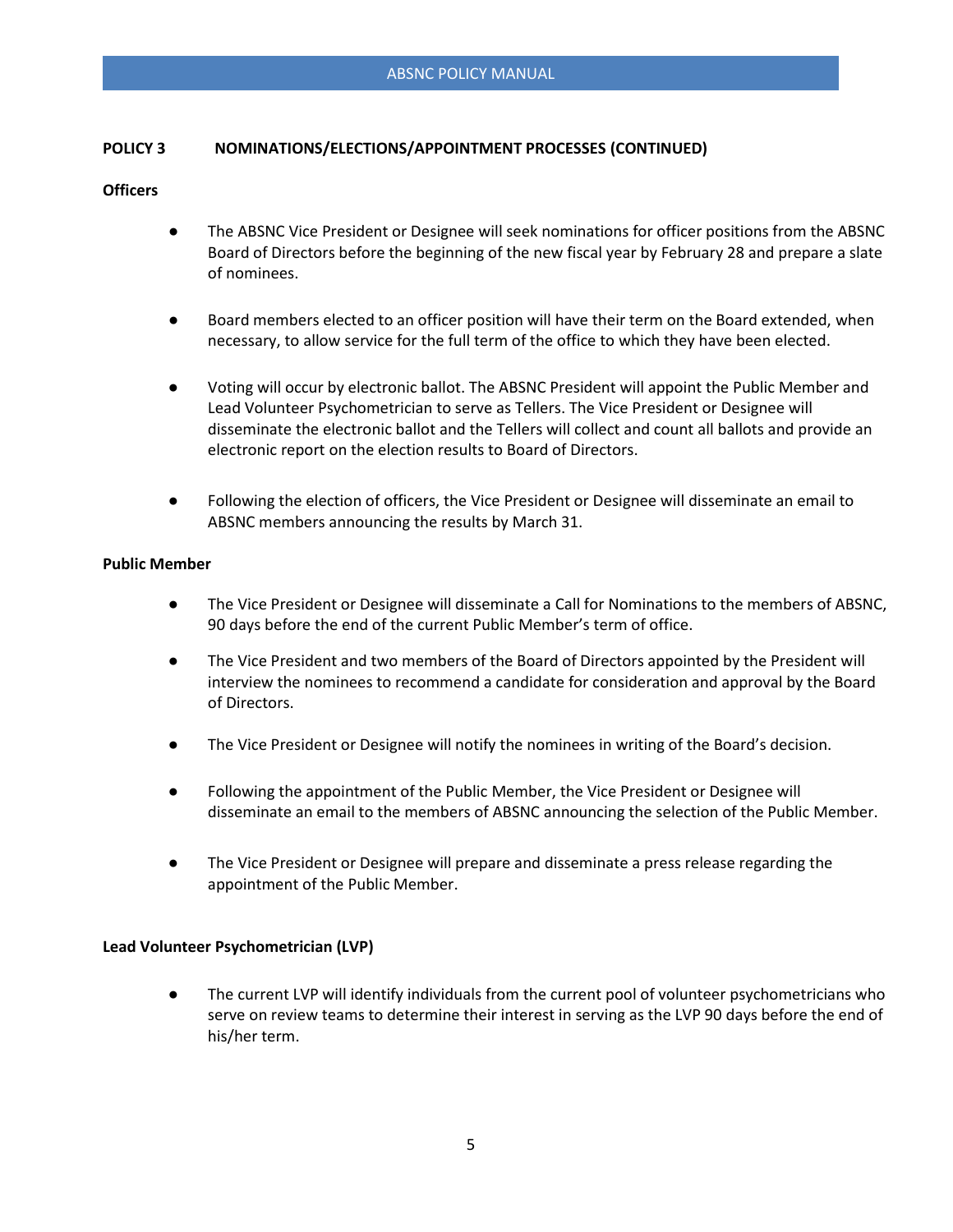**POLICY 3 NOMINATIONS/ELECTIONS/APPOINTMENT PROCESSES (CONTINUED)**

**Officers**

- The ABSNC Vice President or Designee will seek nominations for officer positions from the ABSNC Board of Directors before the beginning of the new fiscal year by February 28 and prepare a slate of nominees.
- Board members elected to an officer position will have their term on the Board extended, when necessary, to allow service for the full term of the office to which they have been elected.
- Voting will occur by electronic ballot. The ABSNC President will appoint the Public Member and Lead Volunteer Psychometrician to serve as Tellers. The Vice President or Designee will disseminate the electronic ballot and the Tellers will collect and count all ballots and provide an electronic report on the election results to Board of Directors.
- Following the election of officers, the Vice President or Designee will disseminate an email to ABSNC members announcing the results by March 31.

**Public Member**

- The Vice President or Designee will disseminate a Call for Nominations to the members of ABSNC, 90 days before the end of the current Public Member's term of office.
- The Vice President and two members of the Board of Directors appointed by the President will interview the nominees to recommend a candidate for consideration and approval by the Board of Directors.
- The Vice President or Designee will notify the nominees in writing of the Board's decision.
- Following the appointment of the Public Member, the Vice President or Designee will disseminate an email to the members of ABSNC announcing the selection of the Public Member.
- The Vice President or Designee will prepare and disseminate a press release regarding the appointment of the Public Member.

**Lead Volunteer Psychometrician (LVP)**

- The current LVP will identify individuals from the current pool of volunteer psychometricians who serve on review teams to determine their interest in serving as the LVP 90 days before the end of his/her term.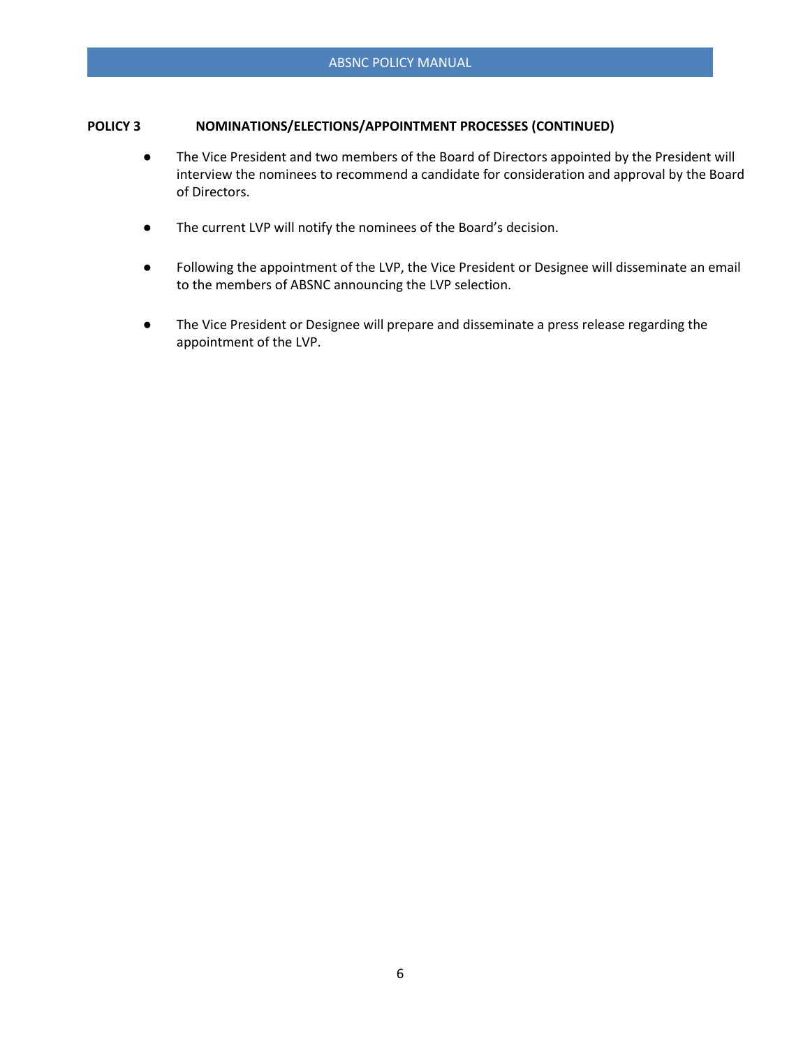**POLICY 3 NOMINATIONS/ELECTIONS/APPOINTMENT PROCESSES (CONTINUED)**

- The Vice President and two members of the Board of Directors appointed by the President will interview the nominees to recommend a candidate for consideration and approval by the Board of Directors.

- The current LVP will notify the nominees of the Board's decision.

- Following the appointment of the LVP, the Vice President or Designee will disseminate an email to the members of ABSNC announcing the LVP selection.

- The Vice President or Designee will prepare and disseminate a press release regarding the appointment of the LVP.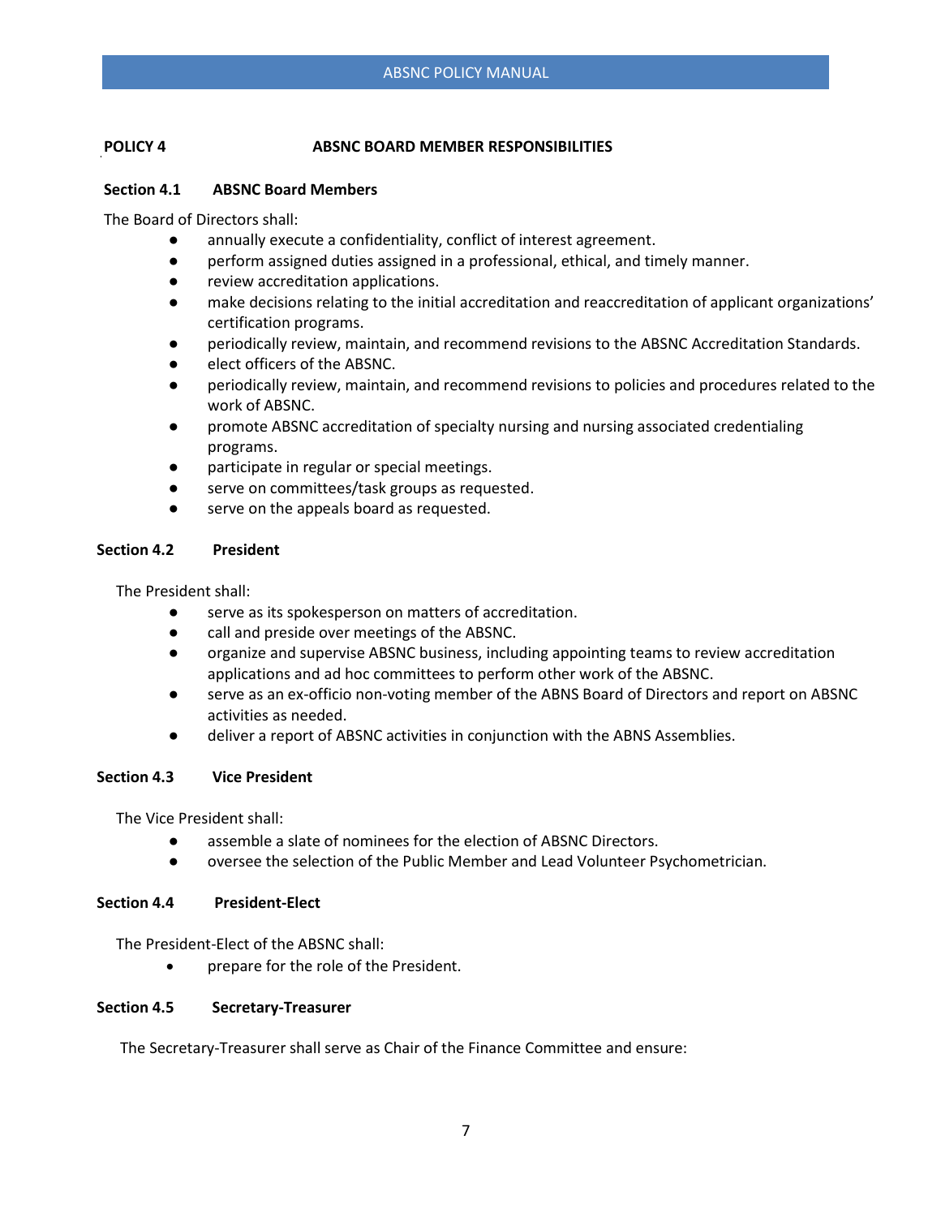## POLICY 4 ABSNC BOARD MEMBER RESPONSIBILITIES

### Section 4.1 ABSNC Board Members

The Board of Directors shall:

- annually execute a confidentiality, conflict of interest agreement.
- perform assigned duties assigned in a professional, ethical, and timely manner.
- review accreditation applications.
- make decisions relating to the initial accreditation and reaccreditation of applicant organizations' certification programs.
- periodically review, maintain, and recommend revisions to the ABSNC Accreditation Standards.
- elect officers of the ABSNC.
- periodically review, maintain, and recommend revisions to policies and procedures related to the work of ABSNC.
- promote ABSNC accreditation of specialty nursing and nursing associated credentialing programs.
- participate in regular or special meetings.
- serve on committees/task groups as requested.
- serve on the appeals board as requested.

### Section 4.2 President

The President shall:

- serve as its spokesperson on matters of accreditation.
- call and preside over meetings of the ABSNC.
- organize and supervise ABSNC business, including appointing teams to review accreditation applications and ad hoc committees to perform other work of the ABSNC.
- serve as an ex-officio non-voting member of the ABNS Board of Directors and report on ABSNC activities as needed.
- deliver a report of ABSNC activities in conjunction with the ABNS Assemblies.

### Section 4.3 Vice President

The Vice President shall:

- assemble a slate of nominees for the election of ABSNC Directors.
- oversee the selection of the Public Member and Lead Volunteer Psychometrician.

### Section 4.4 President-Elect

The President-Elect of the ABSNC shall:

- prepare for the role of the President.

### Section 4.5 Secretary-Treasurer

The Secretary-Treasurer shall serve as Chair of the Finance Committee and ensure: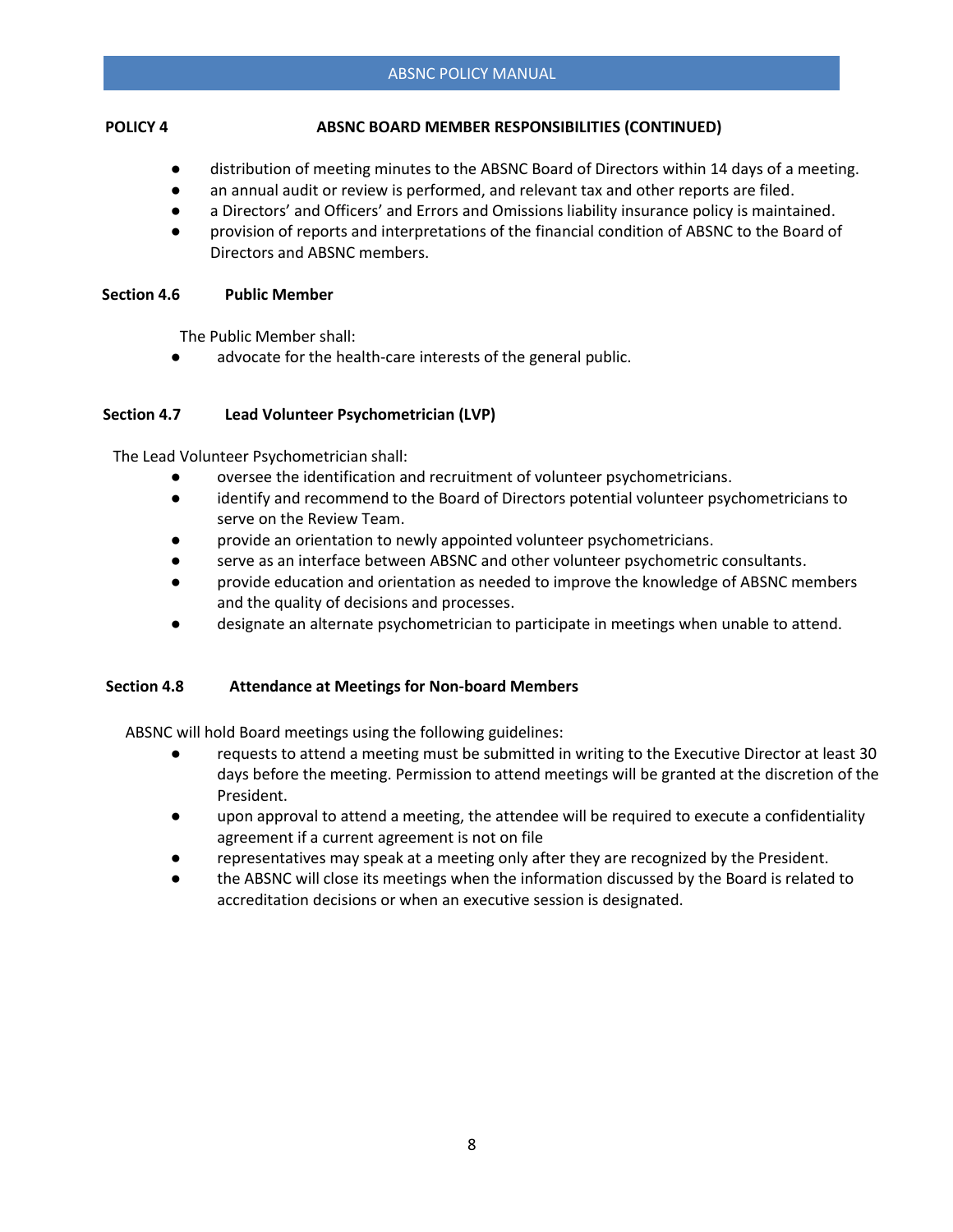**POLICY 4 ABSNC BOARD MEMBER RESPONSIBILITIES (CONTINUED)**

- distribution of meeting minutes to the ABSNC Board of Directors within 14 days of a meeting.
- an annual audit or review is performed, and relevant tax and other reports are filed.
- a Directors' and Officers' and Errors and Omissions liability insurance policy is maintained.
- provision of reports and interpretations of the financial condition of ABSNC to the Board of Directors and ABSNC members.

### Section 4.6 Public Member

The Public Member shall:

- advocate for the health-care interests of the general public.

### Section 4.7 Lead Volunteer Psychometrician (LVP)

The Lead Volunteer Psychometrician shall:

- oversee the identification and recruitment of volunteer psychometricians.
- identify and recommend to the Board of Directors potential volunteer psychometricians to serve on the Review Team.
- provide an orientation to newly appointed volunteer psychometricians.
- serve as an interface between ABSNC and other volunteer psychometric consultants.
- provide education and orientation as needed to improve the knowledge of ABSNC members and the quality of decisions and processes.
- designate an alternate psychometrician to participate in meetings when unable to attend.

### Section 4.8 Attendance at Meetings for Non-board Members

ABSNC will hold Board meetings using the following guidelines:

- requests to attend a meeting must be submitted in writing to the Executive Director at least 30 days before the meeting. Permission to attend meetings will be granted at the discretion of the President.
- upon approval to attend a meeting, the attendee will be required to execute a confidentiality agreement if a current agreement is not on file
- representatives may speak at a meeting only after they are recognized by the President.
- the ABSNC will close its meetings when the information discussed by the Board is related to accreditation decisions or when an executive session is designated.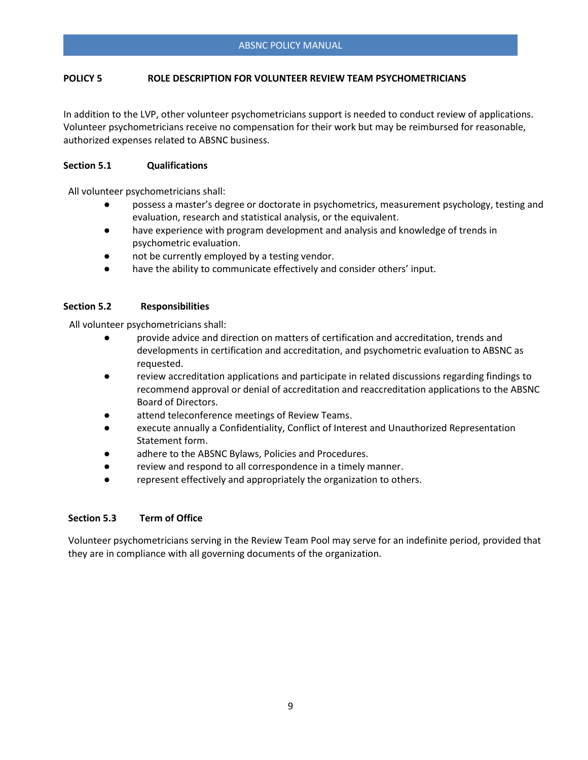## POLICY 5 ROLE DESCRIPTION FOR VOLUNTEER REVIEW TEAM PSYCHOMETRICIANS

In addition to the LVP, other volunteer psychometricians support is needed to conduct review of applications. Volunteer psychometricians receive no compensation for their work but may be reimbursed for reasonable, authorized expenses related to ABSNC business.

### Section 5.1 Qualifications

All volunteer psychometricians shall:

- possess a master's degree or doctorate in psychometrics, measurement psychology, testing and evaluation, research and statistical analysis, or the equivalent.
- have experience with program development and analysis and knowledge of trends in psychometric evaluation.
- not be currently employed by a testing vendor.
- have the ability to communicate effectively and consider others' input.

### Section 5.2 Responsibilities

All volunteer psychometricians shall:

- provide advice and direction on matters of certification and accreditation, trends and developments in certification and accreditation, and psychometric evaluation to ABSNC as requested.
- review accreditation applications and participate in related discussions regarding findings to recommend approval or denial of accreditation and reaccreditation applications to the ABSNC Board of Directors.
- attend teleconference meetings of Review Teams.
- execute annually a Confidentiality, Conflict of Interest and Unauthorized Representation Statement form.
- adhere to the ABSNC Bylaws, Policies and Procedures.
- review and respond to all correspondence in a timely manner.
- represent effectively and appropriately the organization to others.

### Section 5.3 Term of Office

Volunteer psychometricians serving in the Review Team Pool may serve for an indefinite period, provided that they are in compliance with all governing documents of the organization.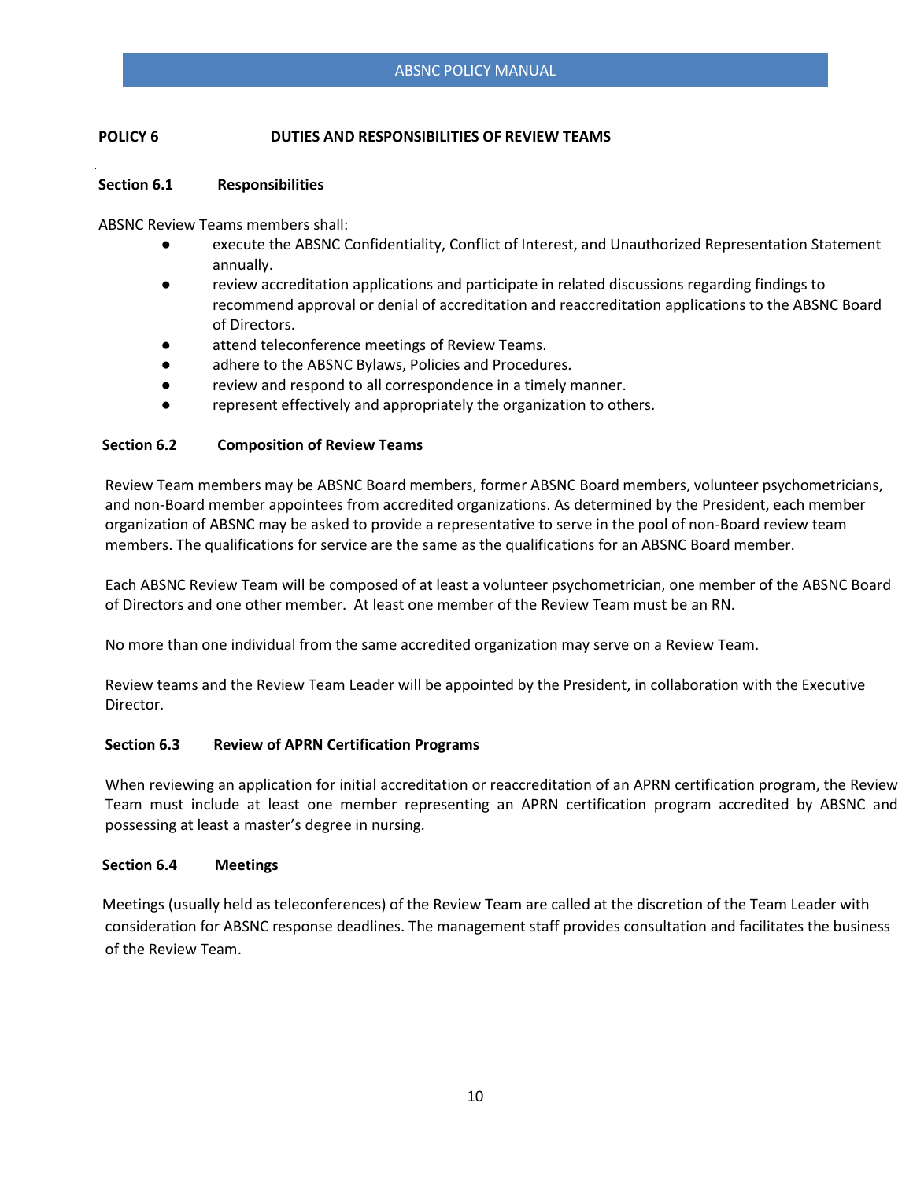## POLICY 6 DUTIES AND RESPONSIBILITIES OF REVIEW TEAMS

### Section 6.1 Responsibilities

ABSNC Review Teams members shall:

- execute the ABSNC Confidentiality, Conflict of Interest, and Unauthorized Representation Statement annually.
- review accreditation applications and participate in related discussions regarding findings to recommend approval or denial of accreditation and reaccreditation applications to the ABSNC Board of Directors.
- attend teleconference meetings of Review Teams.
- adhere to the ABSNC Bylaws, Policies and Procedures.
- review and respond to all correspondence in a timely manner.
- represent effectively and appropriately the organization to others.

### Section 6.2 Composition of Review Teams

Review Team members may be ABSNC Board members, former ABSNC Board members, volunteer psychometricians, and non-Board member appointees from accredited organizations. As determined by the President, each member organization of ABSNC may be asked to provide a representative to serve in the pool of non-Board review team members. The qualifications for service are the same as the qualifications for an ABSNC Board member.

Each ABSNC Review Team will be composed of at least a volunteer psychometrician, one member of the ABSNC Board of Directors and one other member. At least one member of the Review Team must be an RN.

No more than one individual from the same accredited organization may serve on a Review Team.

Review teams and the Review Team Leader will be appointed by the President, in collaboration with the Executive Director.

### Section 6.3 Review of APRN Certification Programs

When reviewing an application for initial accreditation or reaccreditation of an APRN certification program, the Review Team must include at least one member representing an APRN certification program accredited by ABSNC and possessing at least a master's degree in nursing.

### Section 6.4 Meetings

Meetings (usually held as teleconferences) of the Review Team are called at the discretion of the Team Leader with consideration for ABSNC response deadlines. The management staff provides consultation and facilitates the business of the Review Team.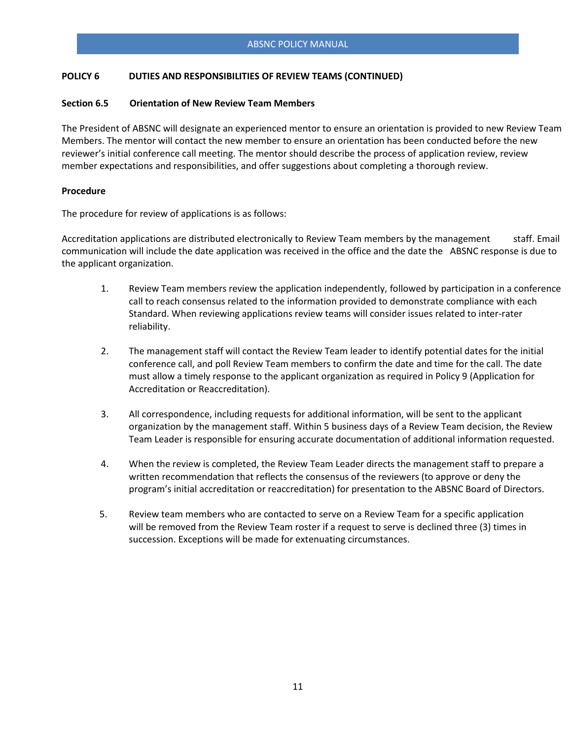**POLICY 6 DUTIES AND RESPONSIBILITIES OF REVIEW TEAMS (CONTINUED)**

**Section 6.5 Orientation of New Review Team Members**

The President of ABSNC will designate an experienced mentor to ensure an orientation is provided to new Review Team Members. The mentor will contact the new member to ensure an orientation has been conducted before the new reviewer's initial conference call meeting. The mentor should describe the process of application review, review member expectations and responsibilities, and offer suggestions about completing a thorough review.

**Procedure**

The procedure for review of applications is as follows:

Accreditation applications are distributed electronically to Review Team members by the management staff. Email communication will include the date application was received in the office and the date the ABSNC response is due to the applicant organization.

1. Review Team members review the application independently, followed by participation in a conference call to reach consensus related to the information provided to demonstrate compliance with each Standard. When reviewing applications review teams will consider issues related to inter-rater reliability.

2. The management staff will contact the Review Team leader to identify potential dates for the initial conference call, and poll Review Team members to confirm the date and time for the call. The date must allow a timely response to the applicant organization as required in Policy 9 (Application for Accreditation or Reaccreditation).

3. All correspondence, including requests for additional information, will be sent to the applicant organization by the management staff. Within 5 business days of a Review Team decision, the Review Team Leader is responsible for ensuring accurate documentation of additional information requested.

4. When the review is completed, the Review Team Leader directs the management staff to prepare a written recommendation that reflects the consensus of the reviewers (to approve or deny the program's initial accreditation or reaccreditation) for presentation to the ABSNC Board of Directors.

5. Review team members who are contacted to serve on a Review Team for a specific application will be removed from the Review Team roster if a request to serve is declined three (3) times in succession. Exceptions will be made for extenuating circumstances.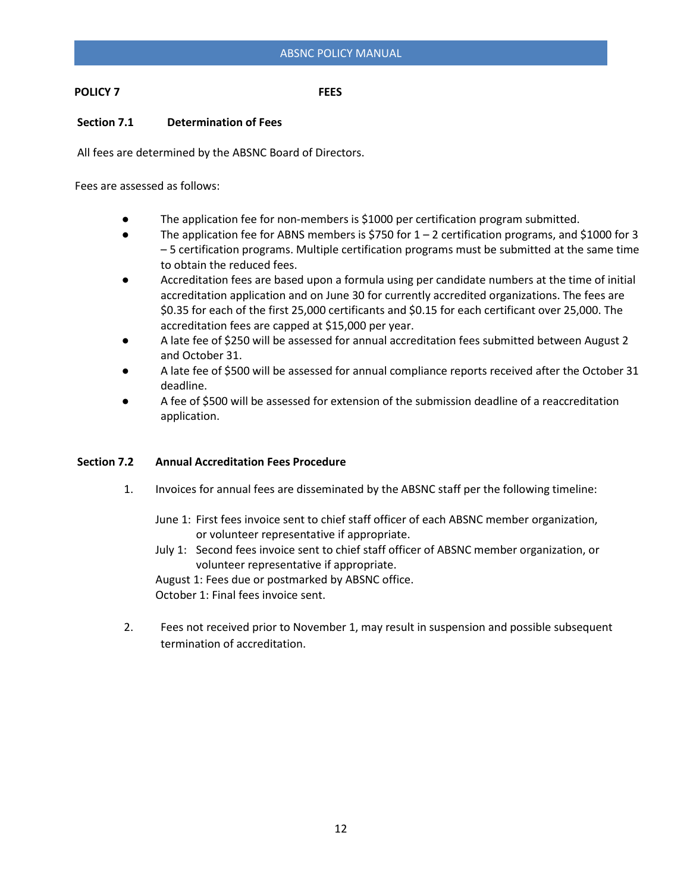**POLICY 7 FEES**

**Section 7.1 Determination of Fees**

All fees are determined by the ABSNC Board of Directors.

Fees are assessed as follows:

- The application fee for non-members is $1000 per certification program submitted.
- The application fee for ABNS members is $750 for 1 – 2 certification programs, and $1000 for 3 – 5 certification programs. Multiple certification programs must be submitted at the same time to obtain the reduced fees.
- Accreditation fees are based upon a formula using per candidate numbers at the time of initial accreditation application and on June 30 for currently accredited organizations. The fees are $0.35 for each of the first 25,000 certificants and $0.15 for each certificant over 25,000. The accreditation fees are capped at $15,000 per year.
- A late fee of $250 will be assessed for annual accreditation fees submitted between August 2 and October 31.
- A late fee of $500 will be assessed for annual compliance reports received after the October 31 deadline.
- A fee of $500 will be assessed for extension of the submission deadline of a reaccreditation application.

**Section 7.2 Annual Accreditation Fees Procedure**

1. Invoices for annual fees are disseminated by the ABSNC staff per the following timeline:

   June 1: First fees invoice sent to chief staff officer of each ABSNC member organization, or volunteer representative if appropriate.
   July 1: Second fees invoice sent to chief staff officer of ABSNC member organization, or volunteer representative if appropriate.
   August 1: Fees due or postmarked by ABSNC office.
   October 1: Final fees invoice sent.

2. Fees not received prior to November 1, may result in suspension and possible subsequent termination of accreditation.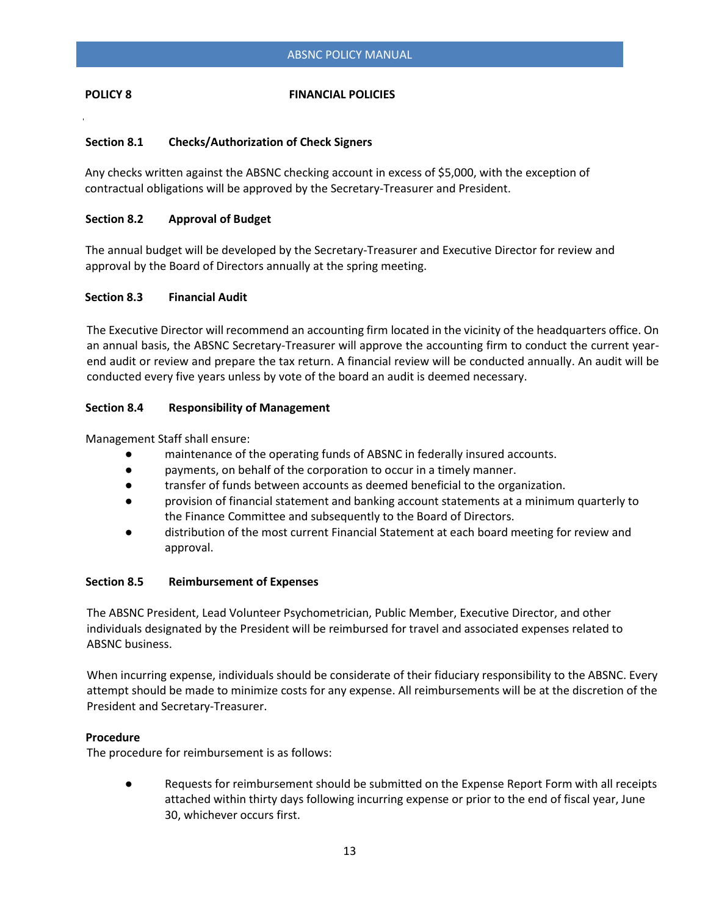## POLICY 8 FINANCIAL POLICIES

### Section 8.1 Checks/Authorization of Check Signers

Any checks written against the ABSNC checking account in excess of $5,000, with the exception of contractual obligations will be approved by the Secretary-Treasurer and President.

### Section 8.2 Approval of Budget

The annual budget will be developed by the Secretary-Treasurer and Executive Director for review and approval by the Board of Directors annually at the spring meeting.

### Section 8.3 Financial Audit

The Executive Director will recommend an accounting firm located in the vicinity of the headquarters office. On an annual basis, the ABSNC Secretary-Treasurer will approve the accounting firm to conduct the current year-end audit or review and prepare the tax return. A financial review will be conducted annually. An audit will be conducted every five years unless by vote of the board an audit is deemed necessary.

### Section 8.4 Responsibility of Management

Management Staff shall ensure:

- maintenance of the operating funds of ABSNC in federally insured accounts.
- payments, on behalf of the corporation to occur in a timely manner.
- transfer of funds between accounts as deemed beneficial to the organization.
- provision of financial statement and banking account statements at a minimum quarterly to the Finance Committee and subsequently to the Board of Directors.
- distribution of the most current Financial Statement at each board meeting for review and approval.

### Section 8.5 Reimbursement of Expenses

The ABSNC President, Lead Volunteer Psychometrician, Public Member, Executive Director, and other individuals designated by the President will be reimbursed for travel and associated expenses related to ABSNC business.

When incurring expense, individuals should be considerate of their fiduciary responsibility to the ABSNC. Every attempt should be made to minimize costs for any expense. All reimbursements will be at the discretion of the President and Secretary-Treasurer.

**Procedure**

The procedure for reimbursement is as follows:

- Requests for reimbursement should be submitted on the Expense Report Form with all receipts attached within thirty days following incurring expense or prior to the end of fiscal year, June 30, whichever occurs first.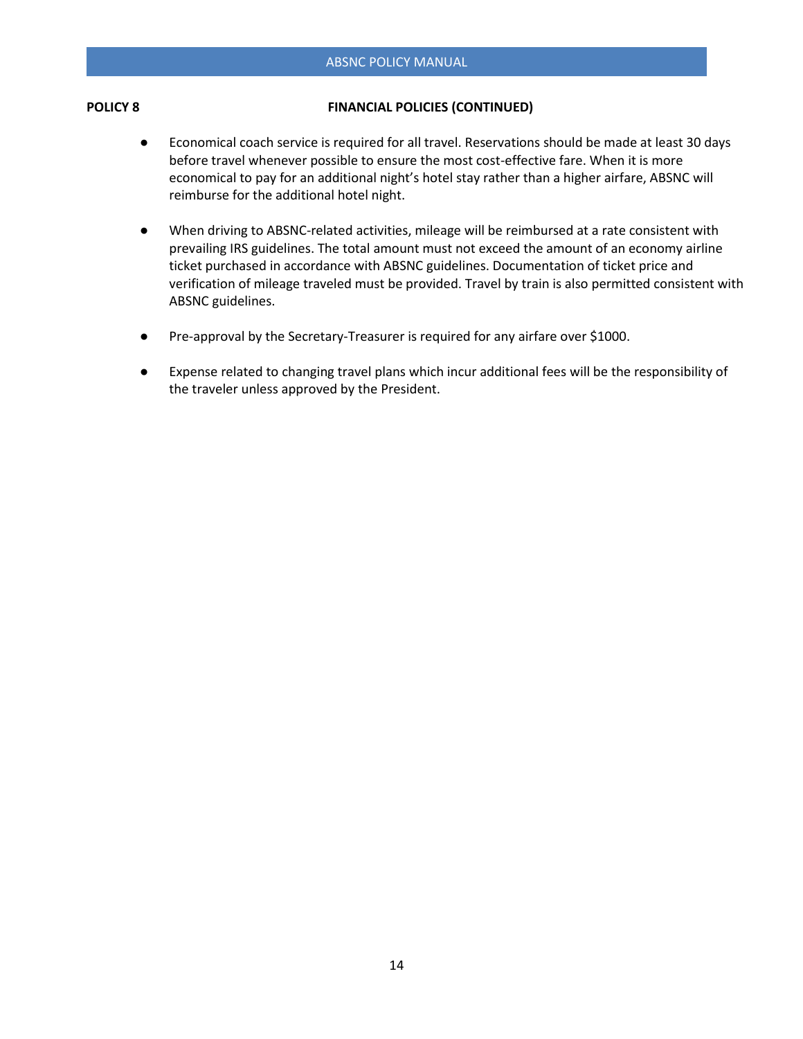**POLICY 8 FINANCIAL POLICIES (CONTINUED)**

- Economical coach service is required for all travel. Reservations should be made at least 30 days before travel whenever possible to ensure the most cost-effective fare. When it is more economical to pay for an additional night's hotel stay rather than a higher airfare, ABSNC will reimburse for the additional hotel night.

- When driving to ABSNC-related activities, mileage will be reimbursed at a rate consistent with prevailing IRS guidelines. The total amount must not exceed the amount of an economy airline ticket purchased in accordance with ABSNC guidelines. Documentation of ticket price and verification of mileage traveled must be provided. Travel by train is also permitted consistent with ABSNC guidelines.

- Pre-approval by the Secretary-Treasurer is required for any airfare over $1000.

- Expense related to changing travel plans which incur additional fees will be the responsibility of the traveler unless approved by the President.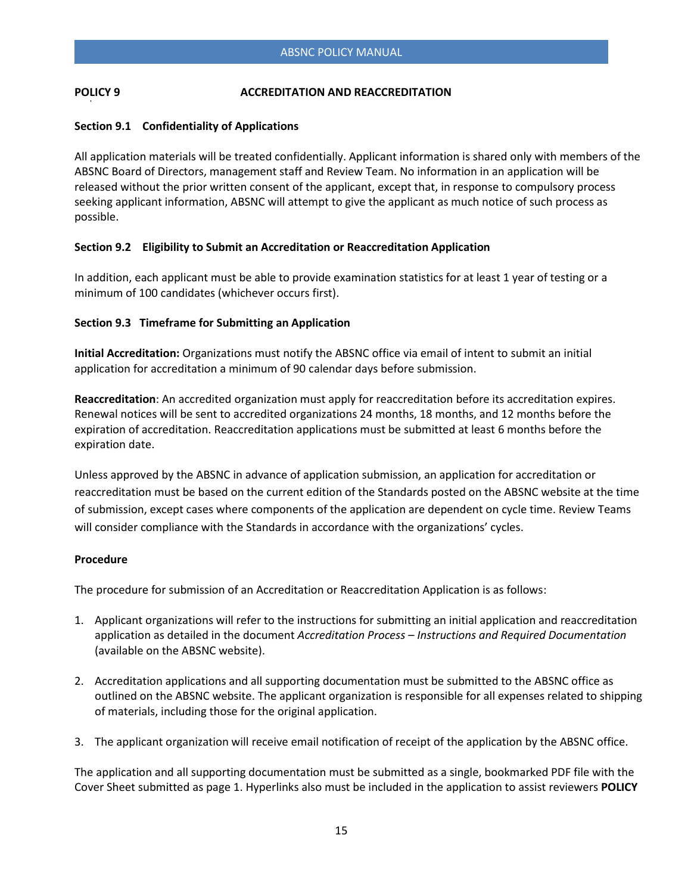**POLICY 9 ACCREDITATION AND REACCREDITATION**

**Section 9.1 Confidentiality of Applications**

All application materials will be treated confidentially. Applicant information is shared only with members of the ABSNC Board of Directors, management staff and Review Team. No information in an application will be released without the prior written consent of the applicant, except that, in response to compulsory process seeking applicant information, ABSNC will attempt to give the applicant as much notice of such process as possible.

**Section 9.2 Eligibility to Submit an Accreditation or Reaccreditation Application**

In addition, each applicant must be able to provide examination statistics for at least 1 year of testing or a minimum of 100 candidates (whichever occurs first).

**Section 9.3 Timeframe for Submitting an Application**

**Initial Accreditation:** Organizations must notify the ABSNC office via email of intent to submit an initial application for accreditation a minimum of 90 calendar days before submission.

**Reaccreditation**: An accredited organization must apply for reaccreditation before its accreditation expires. Renewal notices will be sent to accredited organizations 24 months, 18 months, and 12 months before the expiration of accreditation. Reaccreditation applications must be submitted at least 6 months before the expiration date.

Unless approved by the ABSNC in advance of application submission, an application for accreditation or reaccreditation must be based on the current edition of the Standards posted on the ABSNC website at the time of submission, except cases where components of the application are dependent on cycle time. Review Teams will consider compliance with the Standards in accordance with the organizations' cycles.

**Procedure**

The procedure for submission of an Accreditation or Reaccreditation Application is as follows:

1. Applicant organizations will refer to the instructions for submitting an initial application and reaccreditation application as detailed in the document *Accreditation Process – Instructions and Required Documentation* (available on the ABSNC website).

2. Accreditation applications and all supporting documentation must be submitted to the ABSNC office as outlined on the ABSNC website. The applicant organization is responsible for all expenses related to shipping of materials, including those for the original application.

3. The applicant organization will receive email notification of receipt of the application by the ABSNC office.

The application and all supporting documentation must be submitted as a single, bookmarked PDF file with the Cover Sheet submitted as page 1. Hyperlinks also must be included in the application to assist reviewers **POLICY**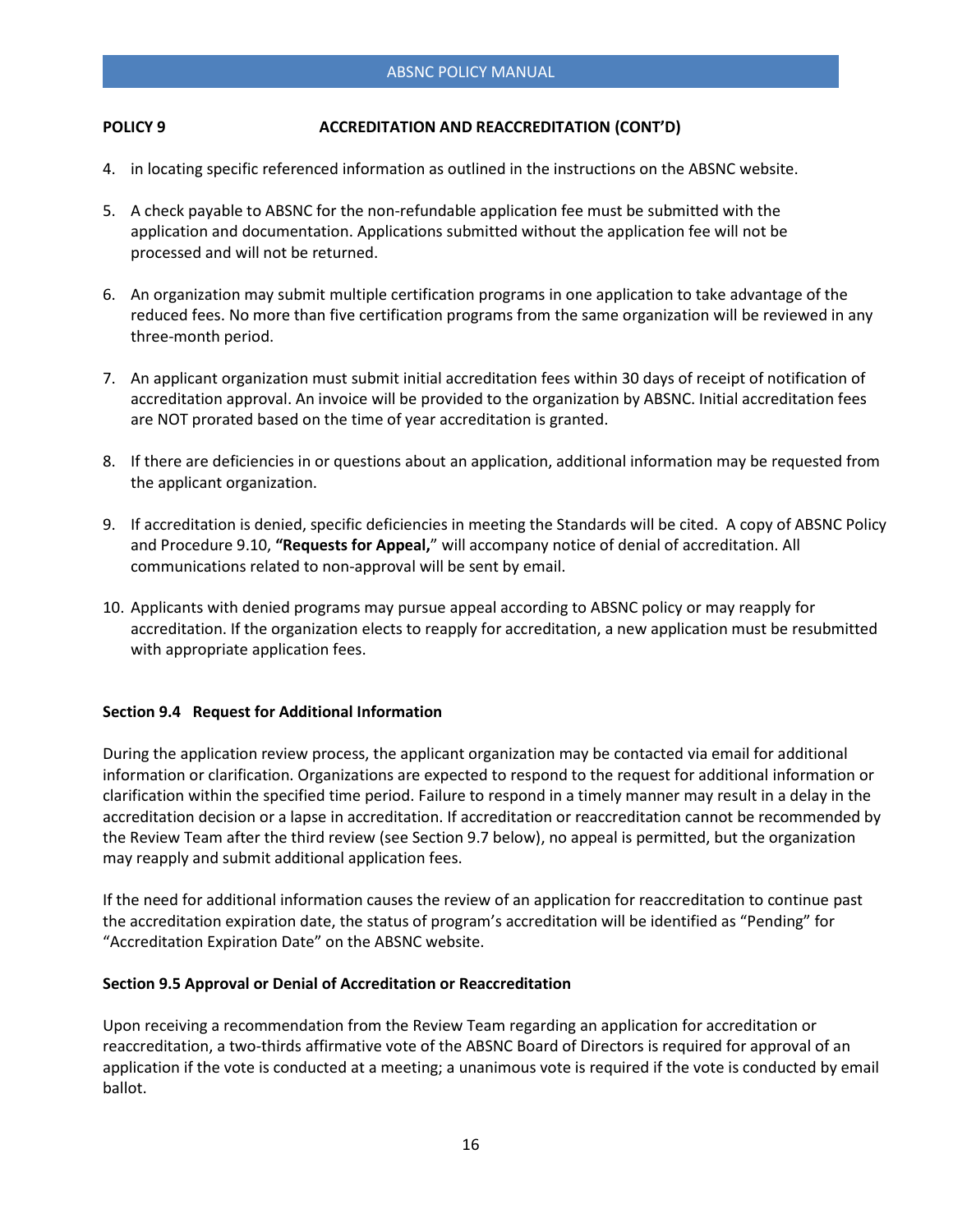**POLICY 9 ACCREDITATION AND REACCREDITATION (CONT'D)**

4. in locating specific referenced information as outlined in the instructions on the ABSNC website.

5. A check payable to ABSNC for the non-refundable application fee must be submitted with the application and documentation. Applications submitted without the application fee will not be processed and will not be returned.

6. An organization may submit multiple certification programs in one application to take advantage of the reduced fees. No more than five certification programs from the same organization will be reviewed in any three-month period.

7. An applicant organization must submit initial accreditation fees within 30 days of receipt of notification of accreditation approval. An invoice will be provided to the organization by ABSNC. Initial accreditation fees are NOT prorated based on the time of year accreditation is granted.

8. If there are deficiencies in or questions about an application, additional information may be requested from the applicant organization.

9. If accreditation is denied, specific deficiencies in meeting the Standards will be cited. A copy of ABSNC Policy and Procedure 9.10, **"Requests for Appeal,"** will accompany notice of denial of accreditation. All communications related to non-approval will be sent by email.

10. Applicants with denied programs may pursue appeal according to ABSNC policy or may reapply for accreditation. If the organization elects to reapply for accreditation, a new application must be resubmitted with appropriate application fees.

### Section 9.4 Request for Additional Information

During the application review process, the applicant organization may be contacted via email for additional information or clarification. Organizations are expected to respond to the request for additional information or clarification within the specified time period. Failure to respond in a timely manner may result in a delay in the accreditation decision or a lapse in accreditation. If accreditation or reaccreditation cannot be recommended by the Review Team after the third review (see Section 9.7 below), no appeal is permitted, but the organization may reapply and submit additional application fees.

If the need for additional information causes the review of an application for reaccreditation to continue past the accreditation expiration date, the status of program's accreditation will be identified as "Pending" for "Accreditation Expiration Date" on the ABSNC website.

### Section 9.5 Approval or Denial of Accreditation or Reaccreditation

Upon receiving a recommendation from the Review Team regarding an application for accreditation or reaccreditation, a two-thirds affirmative vote of the ABSNC Board of Directors is required for approval of an application if the vote is conducted at a meeting; a unanimous vote is required if the vote is conducted by email ballot.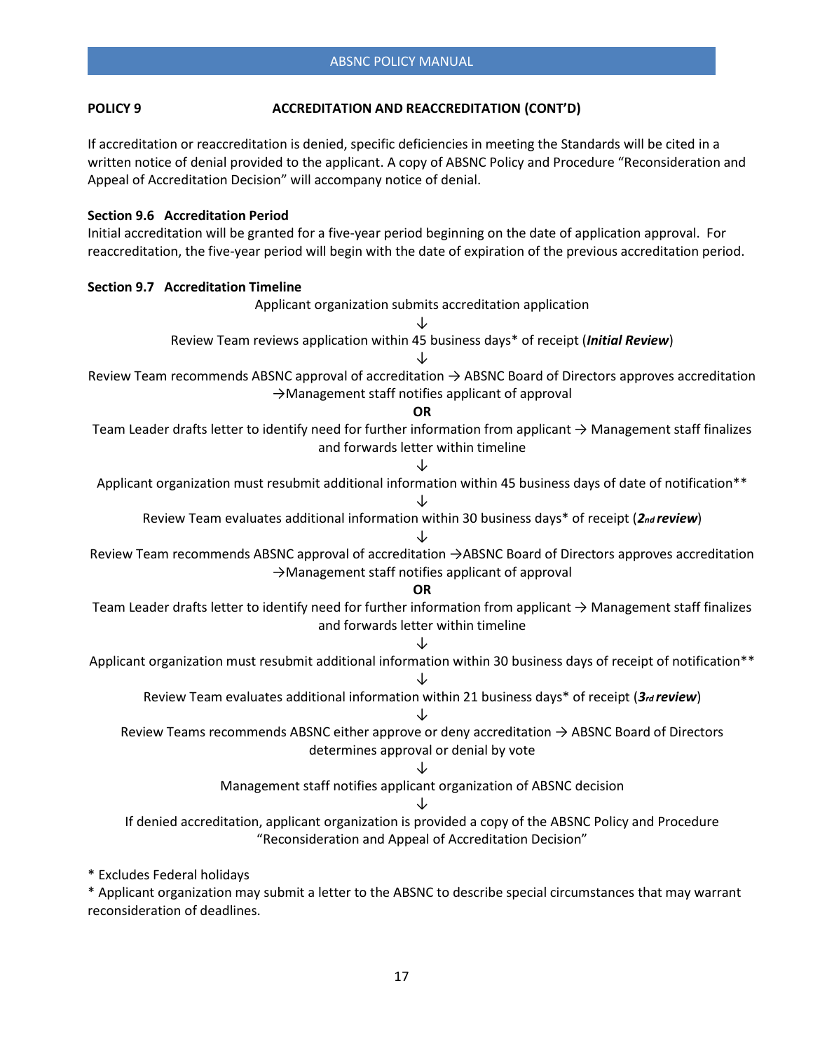**POLICY 9 ACCREDITATION AND REACCREDITATION (CONT'D)**

If accreditation or reaccreditation is denied, specific deficiencies in meeting the Standards will be cited in a written notice of denial provided to the applicant. A copy of ABSNC Policy and Procedure "Reconsideration and Appeal of Accreditation Decision" will accompany notice of denial.

**Section 9.6 Accreditation Period**

Initial accreditation will be granted for a five-year period beginning on the date of application approval. For reaccreditation, the five-year period will begin with the date of expiration of the previous accreditation period.

**Section 9.7 Accreditation Timeline**

Applicant organization submits accreditation application

↓

Review Team reviews application within 45 business days* of receipt (***Initial Review***)

↓

Review Team recommends ABSNC approval of accreditation → ABSNC Board of Directors approves accreditation →Management staff notifies applicant of approval

**OR**

Team Leader drafts letter to identify need for further information from applicant → Management staff finalizes and forwards letter within timeline

↓

Applicant organization must resubmit additional information within 45 business days of date of notification**

↓

Review Team evaluates additional information within 30 business days* of receipt (***2nd review***)

↓

Review Team recommends ABSNC approval of accreditation →ABSNC Board of Directors approves accreditation →Management staff notifies applicant of approval

**OR**

Team Leader drafts letter to identify need for further information from applicant → Management staff finalizes and forwards letter within timeline

↓

Applicant organization must resubmit additional information within 30 business days of receipt of notification**

↓

Review Team evaluates additional information within 21 business days* of receipt (***3rd review***)

↓

Review Teams recommends ABSNC either approve or deny accreditation → ABSNC Board of Directors determines approval or denial by vote

↓

Management staff notifies applicant organization of ABSNC decision

↓

If denied accreditation, applicant organization is provided a copy of the ABSNC Policy and Procedure "Reconsideration and Appeal of Accreditation Decision"

* Excludes Federal holidays

* Applicant organization may submit a letter to the ABSNC to describe special circumstances that may warrant reconsideration of deadlines.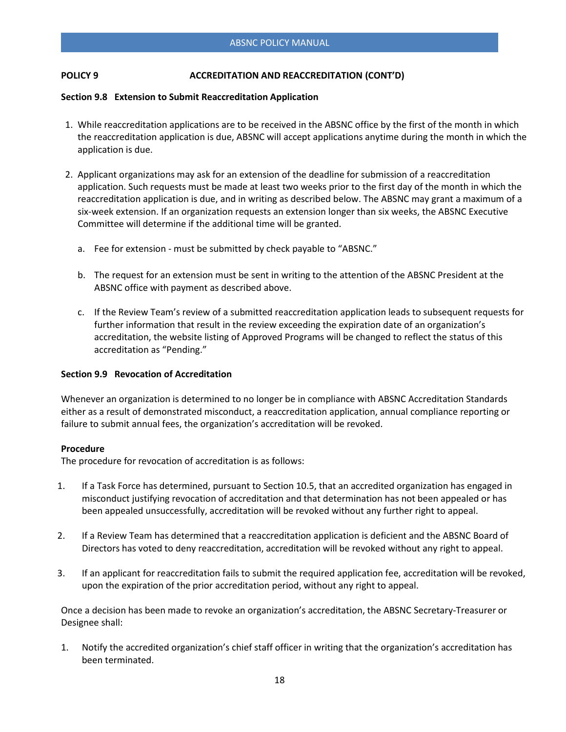**POLICY 9 ACCREDITATION AND REACCREDITATION (CONT'D)**

**Section 9.8 Extension to Submit Reaccreditation Application**

1. While reaccreditation applications are to be received in the ABSNC office by the first of the month in which the reaccreditation application is due, ABSNC will accept applications anytime during the month in which the application is due.

2. Applicant organizations may ask for an extension of the deadline for submission of a reaccreditation application. Such requests must be made at least two weeks prior to the first day of the month in which the reaccreditation application is due, and in writing as described below. The ABSNC may grant a maximum of a six-week extension. If an organization requests an extension longer than six weeks, the ABSNC Executive Committee will determine if the additional time will be granted.

   a. Fee for extension - must be submitted by check payable to "ABSNC."

   b. The request for an extension must be sent in writing to the attention of the ABSNC President at the ABSNC office with payment as described above.

   c. If the Review Team's review of a submitted reaccreditation application leads to subsequent requests for further information that result in the review exceeding the expiration date of an organization's accreditation, the website listing of Approved Programs will be changed to reflect the status of this accreditation as "Pending."

**Section 9.9 Revocation of Accreditation**

Whenever an organization is determined to no longer be in compliance with ABSNC Accreditation Standards either as a result of demonstrated misconduct, a reaccreditation application, annual compliance reporting or failure to submit annual fees, the organization's accreditation will be revoked.

**Procedure**

The procedure for revocation of accreditation is as follows:

1. If a Task Force has determined, pursuant to Section 10.5, that an accredited organization has engaged in misconduct justifying revocation of accreditation and that determination has not been appealed or has been appealed unsuccessfully, accreditation will be revoked without any further right to appeal.

2. If a Review Team has determined that a reaccreditation application is deficient and the ABSNC Board of Directors has voted to deny reaccreditation, accreditation will be revoked without any right to appeal.

3. If an applicant for reaccreditation fails to submit the required application fee, accreditation will be revoked, upon the expiration of the prior accreditation period, without any right to appeal.

Once a decision has been made to revoke an organization's accreditation, the ABSNC Secretary-Treasurer or Designee shall:

1. Notify the accredited organization's chief staff officer in writing that the organization's accreditation has been terminated.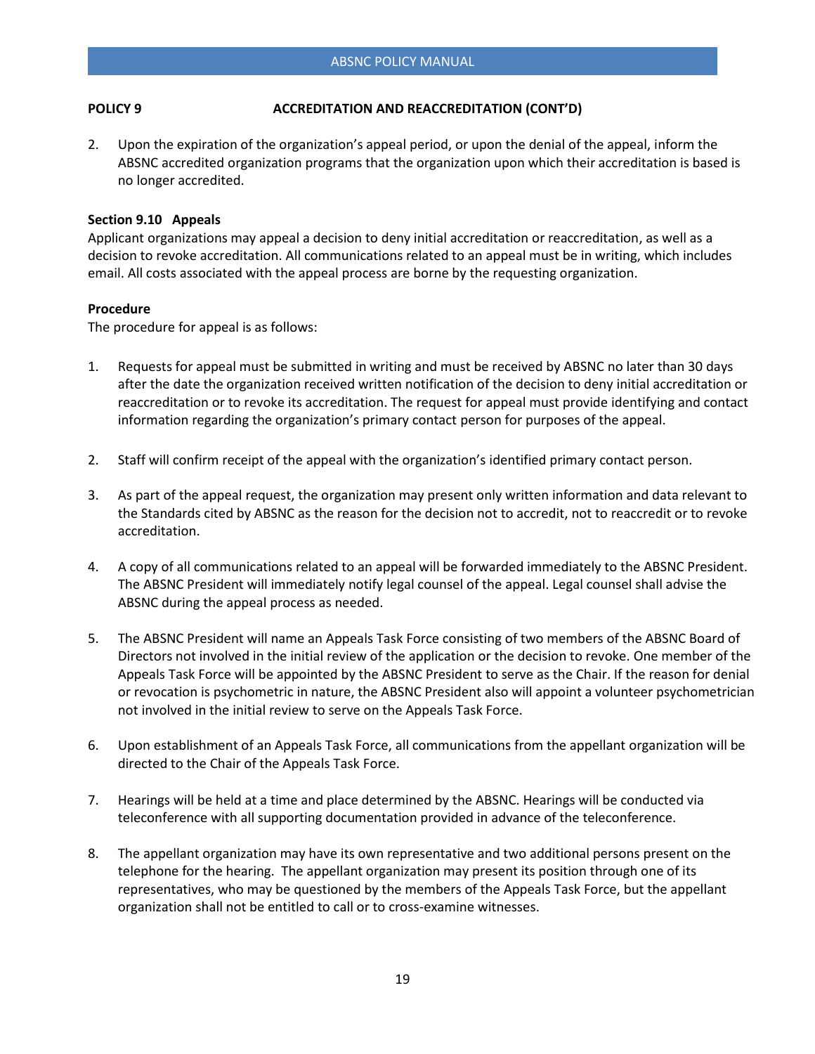**POLICY 9 ACCREDITATION AND REACCREDITATION (CONT'D)**

2. Upon the expiration of the organization's appeal period, or upon the denial of the appeal, inform the ABSNC accredited organization programs that the organization upon which their accreditation is based is no longer accredited.

**Section 9.10 Appeals**

Applicant organizations may appeal a decision to deny initial accreditation or reaccreditation, as well as a decision to revoke accreditation. All communications related to an appeal must be in writing, which includes email. All costs associated with the appeal process are borne by the requesting organization.

**Procedure**

The procedure for appeal is as follows:

1. Requests for appeal must be submitted in writing and must be received by ABSNC no later than 30 days after the date the organization received written notification of the decision to deny initial accreditation or reaccreditation or to revoke its accreditation. The request for appeal must provide identifying and contact information regarding the organization's primary contact person for purposes of the appeal.

2. Staff will confirm receipt of the appeal with the organization's identified primary contact person.

3. As part of the appeal request, the organization may present only written information and data relevant to the Standards cited by ABSNC as the reason for the decision not to accredit, not to reaccredit or to revoke accreditation.

4. A copy of all communications related to an appeal will be forwarded immediately to the ABSNC President. The ABSNC President will immediately notify legal counsel of the appeal. Legal counsel shall advise the ABSNC during the appeal process as needed.

5. The ABSNC President will name an Appeals Task Force consisting of two members of the ABSNC Board of Directors not involved in the initial review of the application or the decision to revoke. One member of the Appeals Task Force will be appointed by the ABSNC President to serve as the Chair. If the reason for denial or revocation is psychometric in nature, the ABSNC President also will appoint a volunteer psychometrician not involved in the initial review to serve on the Appeals Task Force.

6. Upon establishment of an Appeals Task Force, all communications from the appellant organization will be directed to the Chair of the Appeals Task Force.

7. Hearings will be held at a time and place determined by the ABSNC. Hearings will be conducted via teleconference with all supporting documentation provided in advance of the teleconference.

8. The appellant organization may have its own representative and two additional persons present on the telephone for the hearing. The appellant organization may present its position through one of its representatives, who may be questioned by the members of the Appeals Task Force, but the appellant organization shall not be entitled to call or to cross-examine witnesses.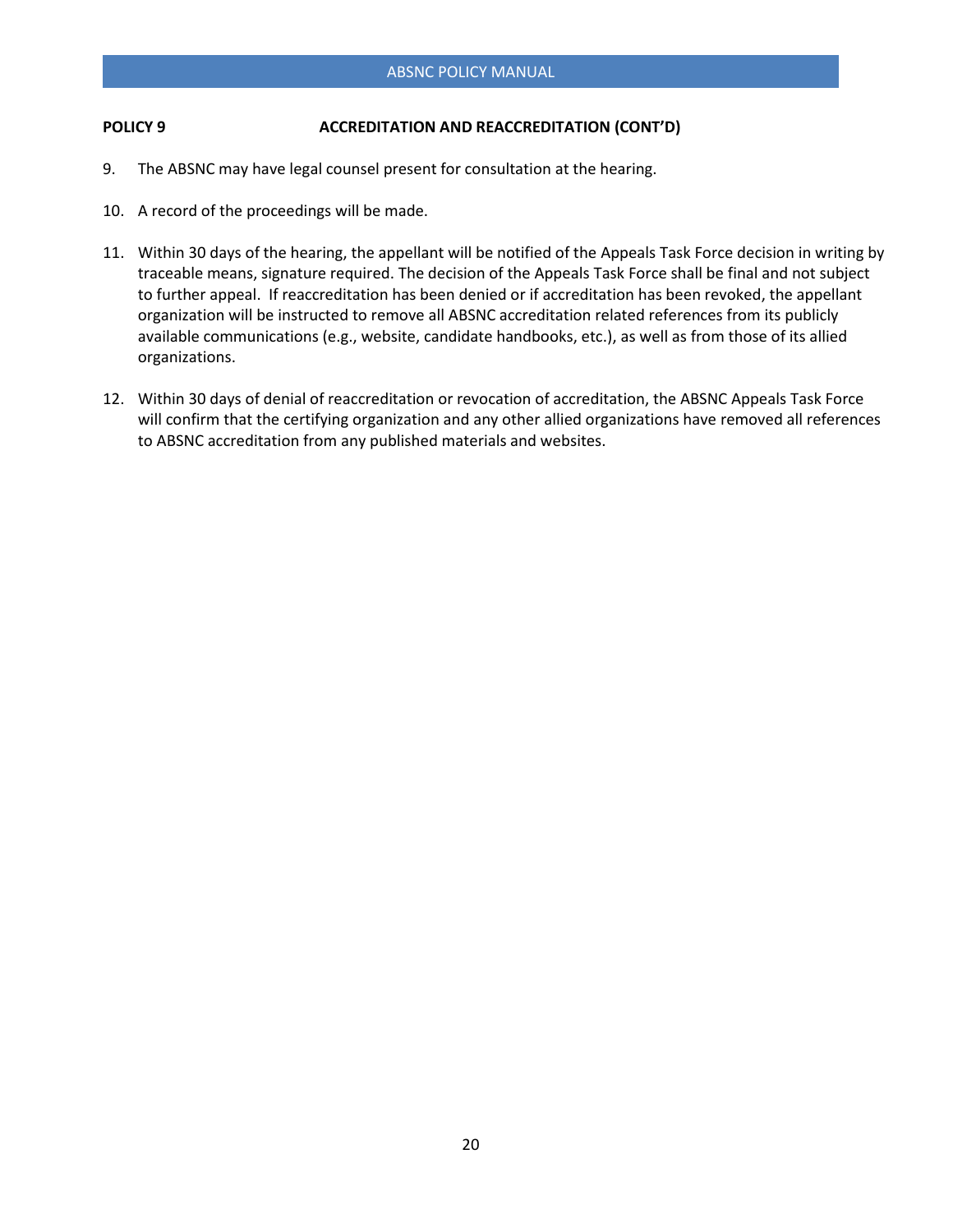**POLICY 9 ACCREDITATION AND REACCREDITATION (CONT'D)**

9. The ABSNC may have legal counsel present for consultation at the hearing.

10. A record of the proceedings will be made.

11. Within 30 days of the hearing, the appellant will be notified of the Appeals Task Force decision in writing by traceable means, signature required. The decision of the Appeals Task Force shall be final and not subject to further appeal. If reaccreditation has been denied or if accreditation has been revoked, the appellant organization will be instructed to remove all ABSNC accreditation related references from its publicly available communications (e.g., website, candidate handbooks, etc.), as well as from those of its allied organizations.

12. Within 30 days of denial of reaccreditation or revocation of accreditation, the ABSNC Appeals Task Force will confirm that the certifying organization and any other allied organizations have removed all references to ABSNC accreditation from any published materials and websites.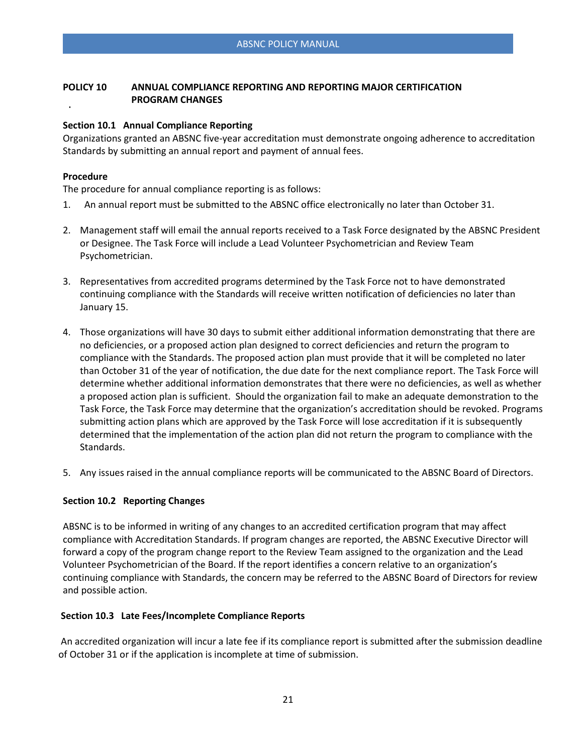## POLICY 10 ANNUAL COMPLIANCE REPORTING AND REPORTING MAJOR CERTIFICATION PROGRAM CHANGES

### Section 10.1 Annual Compliance Reporting

Organizations granted an ABSNC five-year accreditation must demonstrate ongoing adherence to accreditation Standards by submitting an annual report and payment of annual fees.

**Procedure**

The procedure for annual compliance reporting is as follows:

1. An annual report must be submitted to the ABSNC office electronically no later than October 31.

2. Management staff will email the annual reports received to a Task Force designated by the ABSNC President or Designee. The Task Force will include a Lead Volunteer Psychometrician and Review Team Psychometrician.

3. Representatives from accredited programs determined by the Task Force not to have demonstrated continuing compliance with the Standards will receive written notification of deficiencies no later than January 15.

4. Those organizations will have 30 days to submit either additional information demonstrating that there are no deficiencies, or a proposed action plan designed to correct deficiencies and return the program to compliance with the Standards. The proposed action plan must provide that it will be completed no later than October 31 of the year of notification, the due date for the next compliance report. The Task Force will determine whether additional information demonstrates that there were no deficiencies, as well as whether a proposed action plan is sufficient. Should the organization fail to make an adequate demonstration to the Task Force, the Task Force may determine that the organization's accreditation should be revoked. Programs submitting action plans which are approved by the Task Force will lose accreditation if it is subsequently determined that the implementation of the action plan did not return the program to compliance with the Standards.

5. Any issues raised in the annual compliance reports will be communicated to the ABSNC Board of Directors.

### Section 10.2 Reporting Changes

ABSNC is to be informed in writing of any changes to an accredited certification program that may affect compliance with Accreditation Standards. If program changes are reported, the ABSNC Executive Director will forward a copy of the program change report to the Review Team assigned to the organization and the Lead Volunteer Psychometrician of the Board. If the report identifies a concern relative to an organization's continuing compliance with Standards, the concern may be referred to the ABSNC Board of Directors for review and possible action.

### Section 10.3 Late Fees/Incomplete Compliance Reports

An accredited organization will incur a late fee if its compliance report is submitted after the submission deadline of October 31 or if the application is incomplete at time of submission.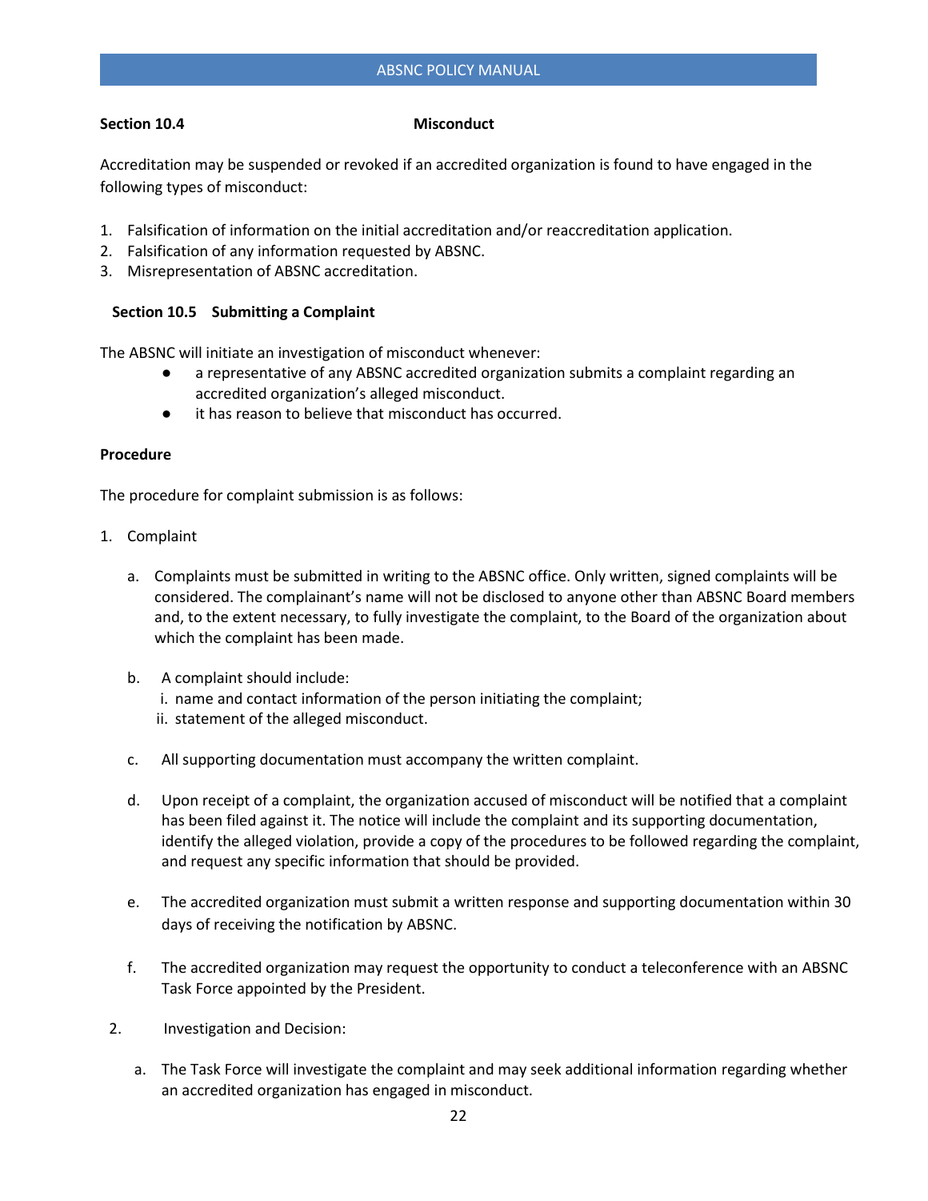**Section 10.4 Misconduct**

Accreditation may be suspended or revoked if an accredited organization is found to have engaged in the following types of misconduct:

1. Falsification of information on the initial accreditation and/or reaccreditation application.
2. Falsification of any information requested by ABSNC.
3. Misrepresentation of ABSNC accreditation.

**Section 10.5 Submitting a Complaint**

The ABSNC will initiate an investigation of misconduct whenever:

- a representative of any ABSNC accredited organization submits a complaint regarding an accredited organization's alleged misconduct.
- it has reason to believe that misconduct has occurred.

**Procedure**

The procedure for complaint submission is as follows:

1. Complaint

   a. Complaints must be submitted in writing to the ABSNC office. Only written, signed complaints will be considered. The complainant's name will not be disclosed to anyone other than ABSNC Board members and, to the extent necessary, to fully investigate the complaint, to the Board of the organization about which the complaint has been made.

   b. A complaint should include:
      i. name and contact information of the person initiating the complaint;
      ii. statement of the alleged misconduct.

   c. All supporting documentation must accompany the written complaint.

   d. Upon receipt of a complaint, the organization accused of misconduct will be notified that a complaint has been filed against it. The notice will include the complaint and its supporting documentation, identify the alleged violation, provide a copy of the procedures to be followed regarding the complaint, and request any specific information that should be provided.

   e. The accredited organization must submit a written response and supporting documentation within 30 days of receiving the notification by ABSNC.

   f. The accredited organization may request the opportunity to conduct a teleconference with an ABSNC Task Force appointed by the President.

2. Investigation and Decision:

   a. The Task Force will investigate the complaint and may seek additional information regarding whether an accredited organization has engaged in misconduct.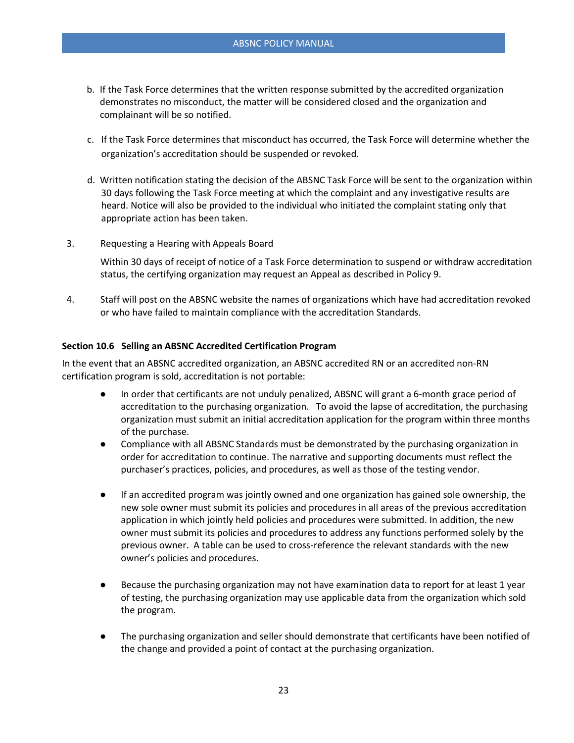b. If the Task Force determines that the written response submitted by the accredited organization demonstrates no misconduct, the matter will be considered closed and the organization and complainant will be so notified.

c. If the Task Force determines that misconduct has occurred, the Task Force will determine whether the organization's accreditation should be suspended or revoked.

d. Written notification stating the decision of the ABSNC Task Force will be sent to the organization within 30 days following the Task Force meeting at which the complaint and any investigative results are heard. Notice will also be provided to the individual who initiated the complaint stating only that appropriate action has been taken.

3. Requesting a Hearing with Appeals Board

   Within 30 days of receipt of notice of a Task Force determination to suspend or withdraw accreditation status, the certifying organization may request an Appeal as described in Policy 9.

4. Staff will post on the ABSNC website the names of organizations which have had accreditation revoked or who have failed to maintain compliance with the accreditation Standards.

**Section 10.6 Selling an ABSNC Accredited Certification Program**

In the event that an ABSNC accredited organization, an ABSNC accredited RN or an accredited non-RN certification program is sold, accreditation is not portable:

- In order that certificants are not unduly penalized, ABSNC will grant a 6-month grace period of accreditation to the purchasing organization. To avoid the lapse of accreditation, the purchasing organization must submit an initial accreditation application for the program within three months of the purchase.
- Compliance with all ABSNC Standards must be demonstrated by the purchasing organization in order for accreditation to continue. The narrative and supporting documents must reflect the purchaser's practices, policies, and procedures, as well as those of the testing vendor.
- If an accredited program was jointly owned and one organization has gained sole ownership, the new sole owner must submit its policies and procedures in all areas of the previous accreditation application in which jointly held policies and procedures were submitted. In addition, the new owner must submit its policies and procedures to address any functions performed solely by the previous owner. A table can be used to cross-reference the relevant standards with the new owner's policies and procedures.
- Because the purchasing organization may not have examination data to report for at least 1 year of testing, the purchasing organization may use applicable data from the organization which sold the program.
- The purchasing organization and seller should demonstrate that certificants have been notified of the change and provided a point of contact at the purchasing organization.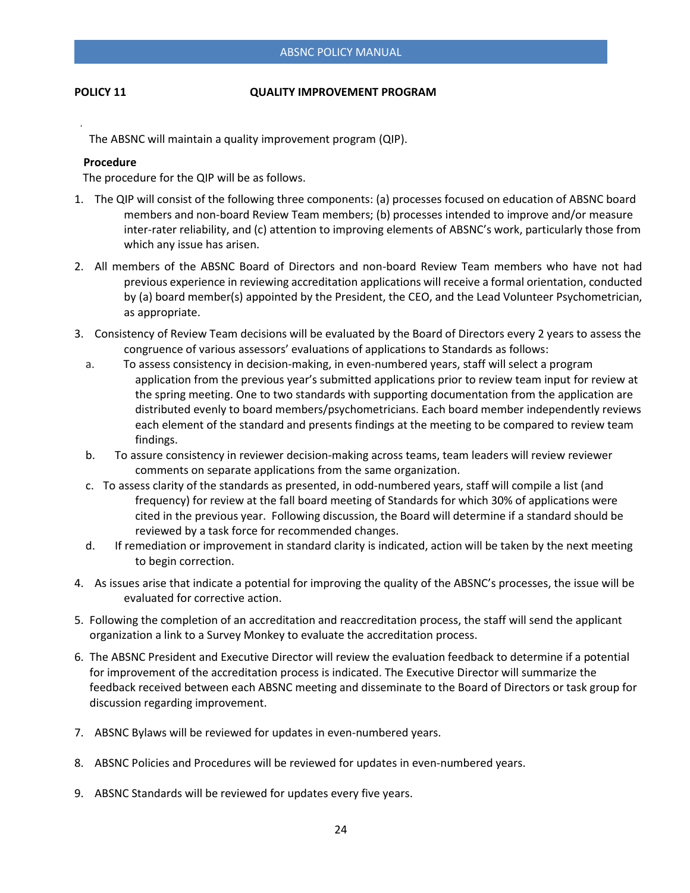**POLICY 11 QUALITY IMPROVEMENT PROGRAM**

The ABSNC will maintain a quality improvement program (QIP).

**Procedure**

The procedure for the QIP will be as follows.

1. The QIP will consist of the following three components: (a) processes focused on education of ABSNC board members and non-board Review Team members; (b) processes intended to improve and/or measure inter-rater reliability, and (c) attention to improving elements of ABSNC's work, particularly those from which any issue has arisen.
2. All members of the ABSNC Board of Directors and non-board Review Team members who have not had previous experience in reviewing accreditation applications will receive a formal orientation, conducted by (a) board member(s) appointed by the President, the CEO, and the Lead Volunteer Psychometrician, as appropriate.
3. Consistency of Review Team decisions will be evaluated by the Board of Directors every 2 years to assess the congruence of various assessors' evaluations of applications to Standards as follows:
   a. To assess consistency in decision-making, in even-numbered years, staff will select a program application from the previous year's submitted applications prior to review team input for review at the spring meeting. One to two standards with supporting documentation from the application are distributed evenly to board members/psychometricians. Each board member independently reviews each element of the standard and presents findings at the meeting to be compared to review team findings.
   b. To assure consistency in reviewer decision-making across teams, team leaders will review reviewer comments on separate applications from the same organization.
   c. To assess clarity of the standards as presented, in odd-numbered years, staff will compile a list (and frequency) for review at the fall board meeting of Standards for which 30% of applications were cited in the previous year. Following discussion, the Board will determine if a standard should be reviewed by a task force for recommended changes.
   d. If remediation or improvement in standard clarity is indicated, action will be taken by the next meeting to begin correction.
4. As issues arise that indicate a potential for improving the quality of the ABSNC's processes, the issue will be evaluated for corrective action.
5. Following the completion of an accreditation and reaccreditation process, the staff will send the applicant organization a link to a Survey Monkey to evaluate the accreditation process.
6. The ABSNC President and Executive Director will review the evaluation feedback to determine if a potential for improvement of the accreditation process is indicated. The Executive Director will summarize the feedback received between each ABSNC meeting and disseminate to the Board of Directors or task group for discussion regarding improvement.
7. ABSNC Bylaws will be reviewed for updates in even-numbered years.
8. ABSNC Policies and Procedures will be reviewed for updates in even-numbered years.
9. ABSNC Standards will be reviewed for updates every five years.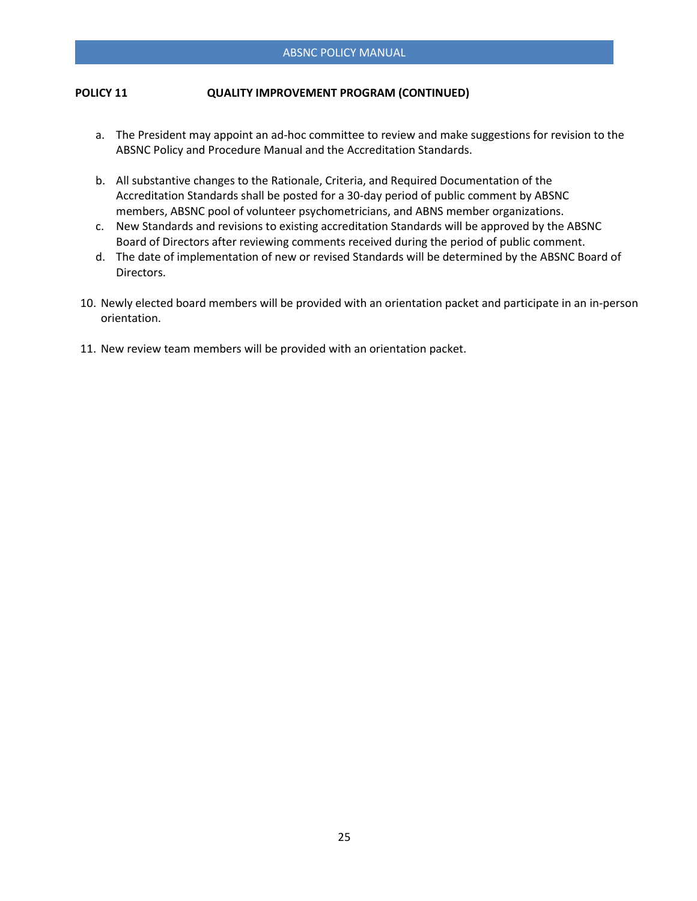**POLICY 11 QUALITY IMPROVEMENT PROGRAM (CONTINUED)**

a. The President may appoint an ad-hoc committee to review and make suggestions for revision to the ABSNC Policy and Procedure Manual and the Accreditation Standards.

b. All substantive changes to the Rationale, Criteria, and Required Documentation of the Accreditation Standards shall be posted for a 30-day period of public comment by ABSNC members, ABSNC pool of volunteer psychometricians, and ABNS member organizations.

c. New Standards and revisions to existing accreditation Standards will be approved by the ABSNC Board of Directors after reviewing comments received during the period of public comment.

d. The date of implementation of new or revised Standards will be determined by the ABSNC Board of Directors.

10. Newly elected board members will be provided with an orientation packet and participate in an in-person orientation.

11. New review team members will be provided with an orientation packet.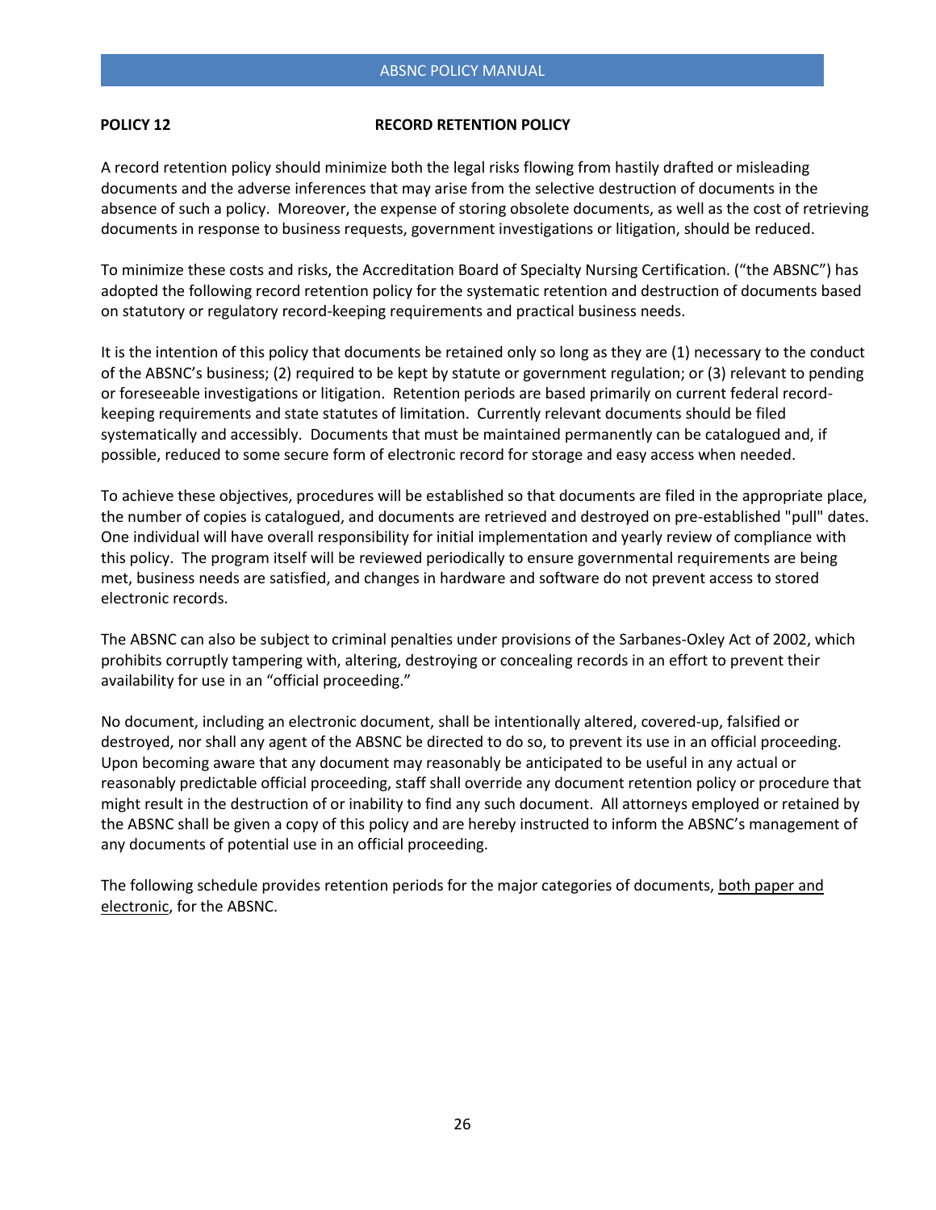**POLICY 12 RECORD RETENTION POLICY**

A record retention policy should minimize both the legal risks flowing from hastily drafted or misleading documents and the adverse inferences that may arise from the selective destruction of documents in the absence of such a policy. Moreover, the expense of storing obsolete documents, as well as the cost of retrieving documents in response to business requests, government investigations or litigation, should be reduced.

To minimize these costs and risks, the Accreditation Board of Specialty Nursing Certification. ("the ABSNC") has adopted the following record retention policy for the systematic retention and destruction of documents based on statutory or regulatory record-keeping requirements and practical business needs.

It is the intention of this policy that documents be retained only so long as they are (1) necessary to the conduct of the ABSNC's business; (2) required to be kept by statute or government regulation; or (3) relevant to pending or foreseeable investigations or litigation. Retention periods are based primarily on current federal record-keeping requirements and state statutes of limitation. Currently relevant documents should be filed systematically and accessibly. Documents that must be maintained permanently can be catalogued and, if possible, reduced to some secure form of electronic record for storage and easy access when needed.

To achieve these objectives, procedures will be established so that documents are filed in the appropriate place, the number of copies is catalogued, and documents are retrieved and destroyed on pre-established "pull" dates. One individual will have overall responsibility for initial implementation and yearly review of compliance with this policy. The program itself will be reviewed periodically to ensure governmental requirements are being met, business needs are satisfied, and changes in hardware and software do not prevent access to stored electronic records.

The ABSNC can also be subject to criminal penalties under provisions of the Sarbanes-Oxley Act of 2002, which prohibits corruptly tampering with, altering, destroying or concealing records in an effort to prevent their availability for use in an "official proceeding."

No document, including an electronic document, shall be intentionally altered, covered-up, falsified or destroyed, nor shall any agent of the ABSNC be directed to do so, to prevent its use in an official proceeding. Upon becoming aware that any document may reasonably be anticipated to be useful in any actual or reasonably predictable official proceeding, staff shall override any document retention policy or procedure that might result in the destruction of or inability to find any such document. All attorneys employed or retained by the ABSNC shall be given a copy of this policy and are hereby instructed to inform the ABSNC's management of any documents of potential use in an official proceeding.

The following schedule provides retention periods for the major categories of documents, both paper and electronic, for the ABSNC.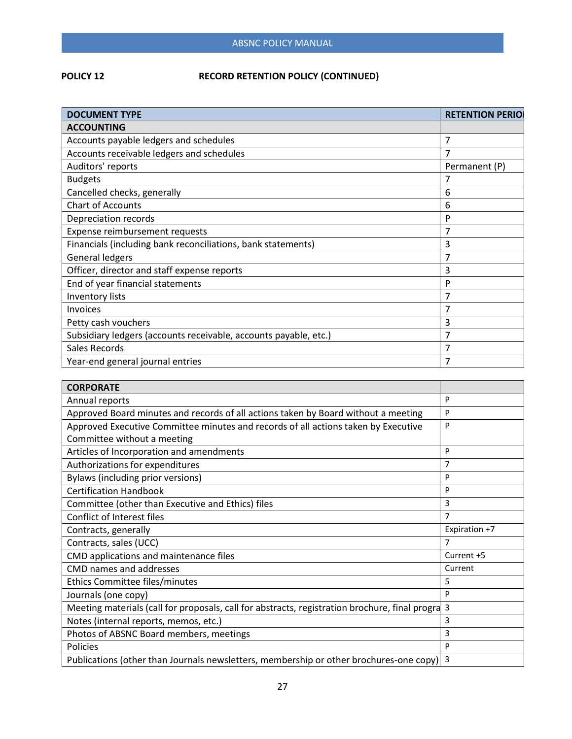**POLICY 12 RECORD RETENTION POLICY (CONTINUED)**

| DOCUMENT TYPE | RETENTION PERIO |
|---|---|
| **ACCOUNTING** | |
| Accounts payable ledgers and schedules | 7 |
| Accounts receivable ledgers and schedules | 7 |
| Auditors' reports | Permanent (P) |
| Budgets | 7 |
| Cancelled checks, generally | 6 |
| Chart of Accounts | 6 |
| Depreciation records | P |
| Expense reimbursement requests | 7 |
| Financials (including bank reconciliations, bank statements) | 3 |
| General ledgers | 7 |
| Officer, director and staff expense reports | 3 |
| End of year financial statements | P |
| Inventory lists | 7 |
| Invoices | 7 |
| Petty cash vouchers | 3 |
| Subsidiary ledgers (accounts receivable, accounts payable, etc.) | 7 |
| Sales Records | 7 |
| Year-end general journal entries | 7 |

| **CORPORATE** | |
|---|---|
| Annual reports | P |
| Approved Board minutes and records of all actions taken by Board without a meeting | P |
| Approved Executive Committee minutes and records of all actions taken by Executive Committee without a meeting | P |
| Articles of Incorporation and amendments | P |
| Authorizations for expenditures | 7 |
| Bylaws (including prior versions) | P |
| Certification Handbook | P |
| Committee (other than Executive and Ethics) files | 3 |
| Conflict of Interest files | 7 |
| Contracts, generally | Expiration +7 |
| Contracts, sales (UCC) | 7 |
| CMD applications and maintenance files | Current +5 |
| CMD names and addresses | Current |
| Ethics Committee files/minutes | 5 |
| Journals (one copy) | P |
| Meeting materials (call for proposals, call for abstracts, registration brochure, final progra | 3 |
| Notes (internal reports, memos, etc.) | 3 |
| Photos of ABSNC Board members, meetings | 3 |
| Policies | P |
| Publications (other than Journals newsletters, membership or other brochures-one copy) | 3 |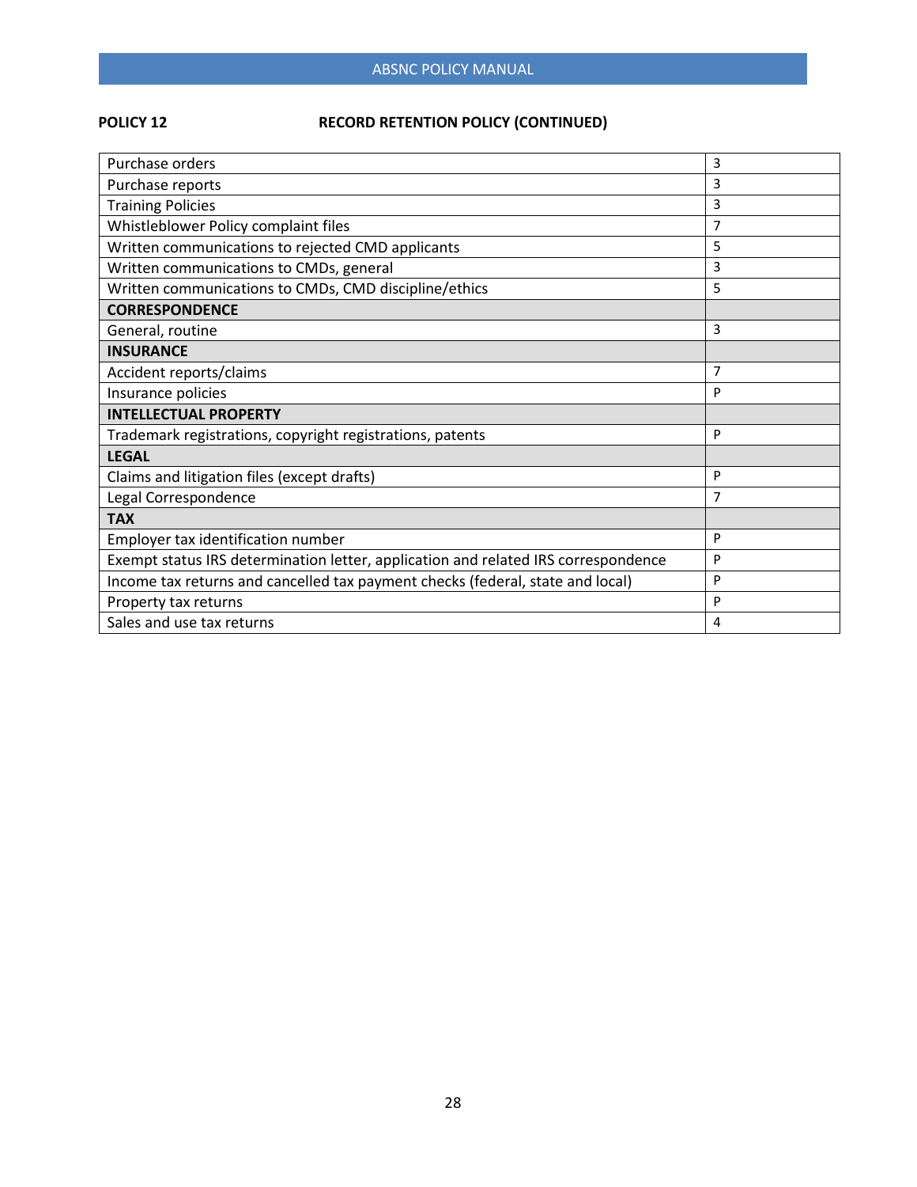**POLICY 12 RECORD RETENTION POLICY (CONTINUED)**

| | |
|---|---|
| Purchase orders | 3 |
| Purchase reports | 3 |
| Training Policies | 3 |
| Whistleblower Policy complaint files | 7 |
| Written communications to rejected CMD applicants | 5 |
| Written communications to CMDs, general | 3 |
| Written communications to CMDs, CMD discipline/ethics | 5 |
| **CORRESPONDENCE** | |
| General, routine | 3 |
| **INSURANCE** | |
| Accident reports/claims | 7 |
| Insurance policies | P |
| **INTELLECTUAL PROPERTY** | |
| Trademark registrations, copyright registrations, patents | P |
| **LEGAL** | |
| Claims and litigation files (except drafts) | P |
| Legal Correspondence | 7 |
| **TAX** | |
| Employer tax identification number | P |
| Exempt status IRS determination letter, application and related IRS correspondence | P |
| Income tax returns and cancelled tax payment checks (federal, state and local) | P |
| Property tax returns | P |
| Sales and use tax returns | 4 |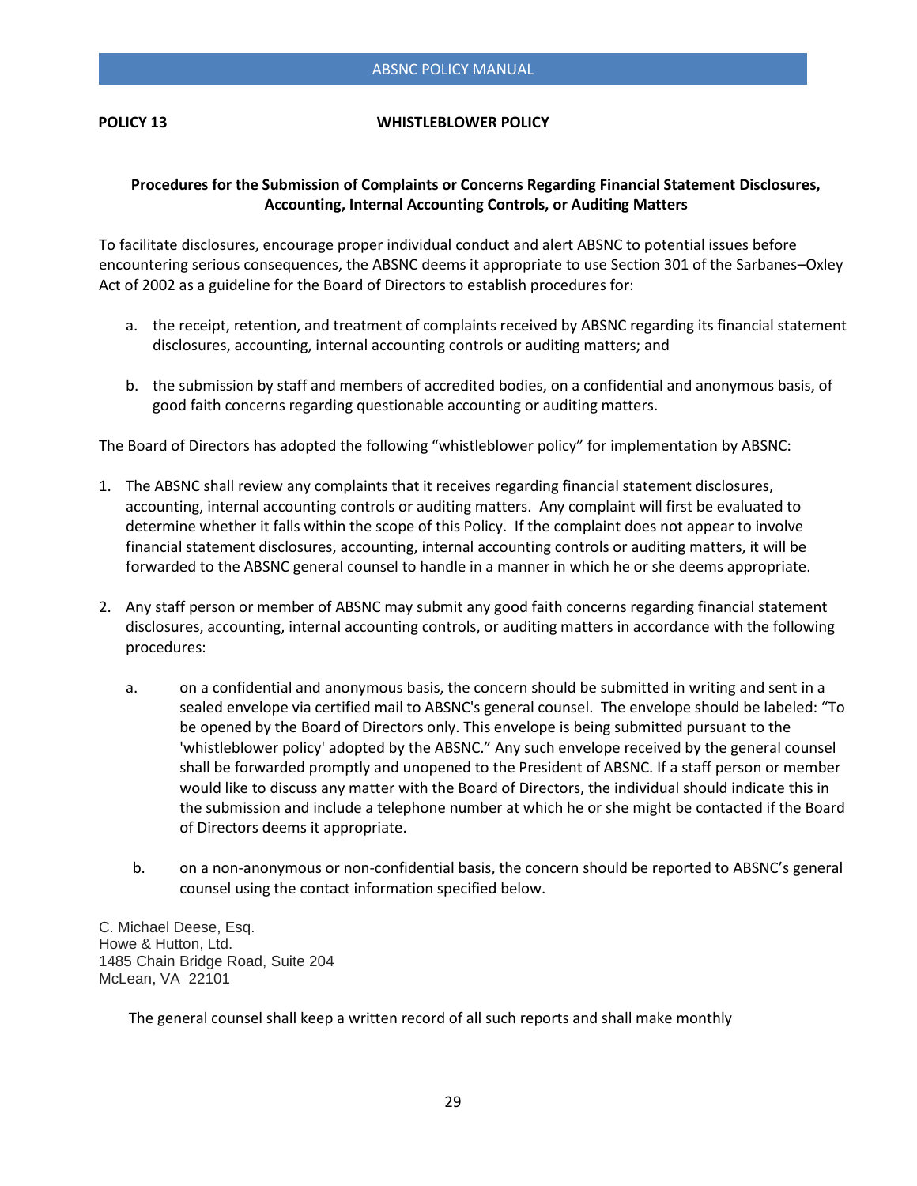**POLICY 13 WHISTLEBLOWER POLICY**

**Procedures for the Submission of Complaints or Concerns Regarding Financial Statement Disclosures, Accounting, Internal Accounting Controls, or Auditing Matters**

To facilitate disclosures, encourage proper individual conduct and alert ABSNC to potential issues before encountering serious consequences, the ABSNC deems it appropriate to use Section 301 of the Sarbanes–Oxley Act of 2002 as a guideline for the Board of Directors to establish procedures for:

a. the receipt, retention, and treatment of complaints received by ABSNC regarding its financial statement disclosures, accounting, internal accounting controls or auditing matters; and

b. the submission by staff and members of accredited bodies, on a confidential and anonymous basis, of good faith concerns regarding questionable accounting or auditing matters.

The Board of Directors has adopted the following "whistleblower policy" for implementation by ABSNC:

1. The ABSNC shall review any complaints that it receives regarding financial statement disclosures, accounting, internal accounting controls or auditing matters. Any complaint will first be evaluated to determine whether it falls within the scope of this Policy. If the complaint does not appear to involve financial statement disclosures, accounting, internal accounting controls or auditing matters, it will be forwarded to the ABSNC general counsel to handle in a manner in which he or she deems appropriate.

2. Any staff person or member of ABSNC may submit any good faith concerns regarding financial statement disclosures, accounting, internal accounting controls, or auditing matters in accordance with the following procedures:

   a. on a confidential and anonymous basis, the concern should be submitted in writing and sent in a sealed envelope via certified mail to ABSNC's general counsel. The envelope should be labeled: "To be opened by the Board of Directors only. This envelope is being submitted pursuant to the 'whistleblower policy' adopted by the ABSNC." Any such envelope received by the general counsel shall be forwarded promptly and unopened to the President of ABSNC. If a staff person or member would like to discuss any matter with the Board of Directors, the individual should indicate this in the submission and include a telephone number at which he or she might be contacted if the Board of Directors deems it appropriate.

   b. on a non-anonymous or non-confidential basis, the concern should be reported to ABSNC's general counsel using the contact information specified below.

C. Michael Deese, Esq.
Howe & Hutton, Ltd.
1485 Chain Bridge Road, Suite 204
McLean, VA 22101

The general counsel shall keep a written record of all such reports and shall make monthly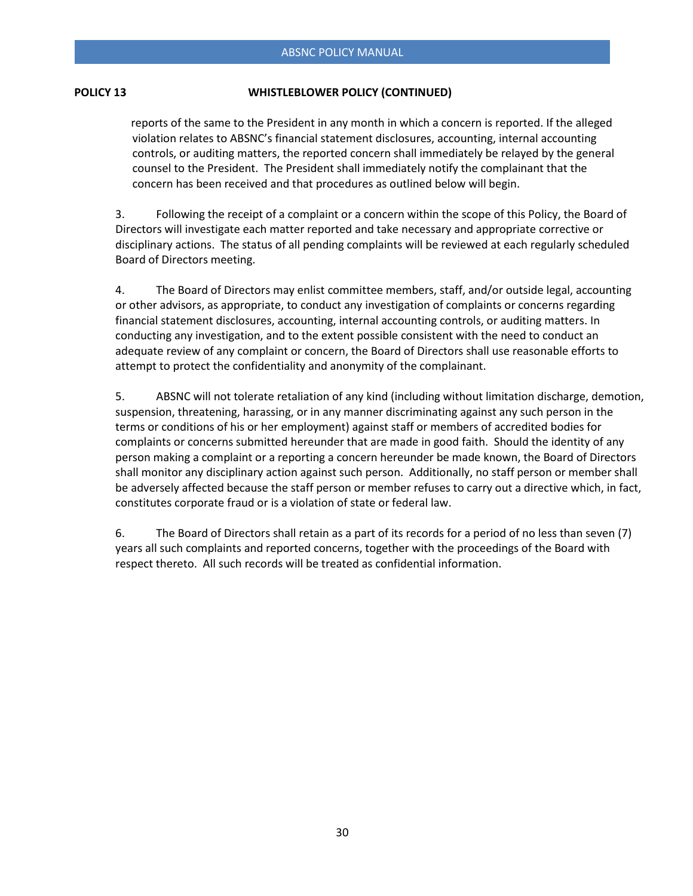**POLICY 13 WHISTLEBLOWER POLICY (CONTINUED)**

reports of the same to the President in any month in which a concern is reported. If the alleged violation relates to ABSNC's financial statement disclosures, accounting, internal accounting controls, or auditing matters, the reported concern shall immediately be relayed by the general counsel to the President. The President shall immediately notify the complainant that the concern has been received and that procedures as outlined below will begin.

3. Following the receipt of a complaint or a concern within the scope of this Policy, the Board of Directors will investigate each matter reported and take necessary and appropriate corrective or disciplinary actions. The status of all pending complaints will be reviewed at each regularly scheduled Board of Directors meeting.

4. The Board of Directors may enlist committee members, staff, and/or outside legal, accounting or other advisors, as appropriate, to conduct any investigation of complaints or concerns regarding financial statement disclosures, accounting, internal accounting controls, or auditing matters. In conducting any investigation, and to the extent possible consistent with the need to conduct an adequate review of any complaint or concern, the Board of Directors shall use reasonable efforts to attempt to protect the confidentiality and anonymity of the complainant.

5. ABSNC will not tolerate retaliation of any kind (including without limitation discharge, demotion, suspension, threatening, harassing, or in any manner discriminating against any such person in the terms or conditions of his or her employment) against staff or members of accredited bodies for complaints or concerns submitted hereunder that are made in good faith. Should the identity of any person making a complaint or a reporting a concern hereunder be made known, the Board of Directors shall monitor any disciplinary action against such person. Additionally, no staff person or member shall be adversely affected because the staff person or member refuses to carry out a directive which, in fact, constitutes corporate fraud or is a violation of state or federal law.

6. The Board of Directors shall retain as a part of its records for a period of no less than seven (7) years all such complaints and reported concerns, together with the proceedings of the Board with respect thereto. All such records will be treated as confidential information.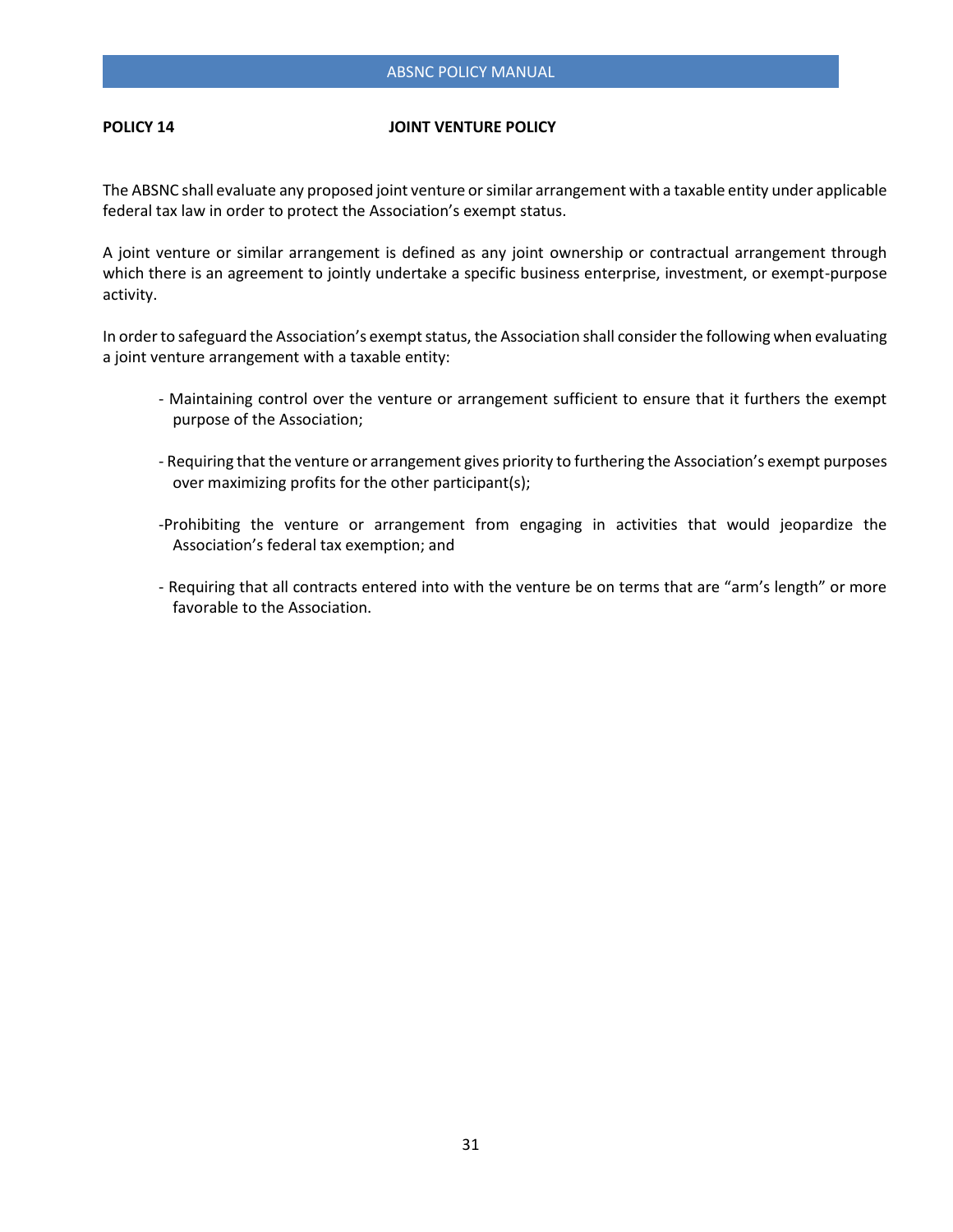**POLICY 14 — JOINT VENTURE POLICY**

The ABSNC shall evaluate any proposed joint venture or similar arrangement with a taxable entity under applicable federal tax law in order to protect the Association's exempt status.

A joint venture or similar arrangement is defined as any joint ownership or contractual arrangement through which there is an agreement to jointly undertake a specific business enterprise, investment, or exempt-purpose activity.

In order to safeguard the Association's exempt status, the Association shall consider the following when evaluating a joint venture arrangement with a taxable entity:

- Maintaining control over the venture or arrangement sufficient to ensure that it furthers the exempt purpose of the Association;
- Requiring that the venture or arrangement gives priority to furthering the Association's exempt purposes over maximizing profits for the other participant(s);
- Prohibiting the venture or arrangement from engaging in activities that would jeopardize the Association's federal tax exemption; and
- Requiring that all contracts entered into with the venture be on terms that are "arm's length" or more favorable to the Association.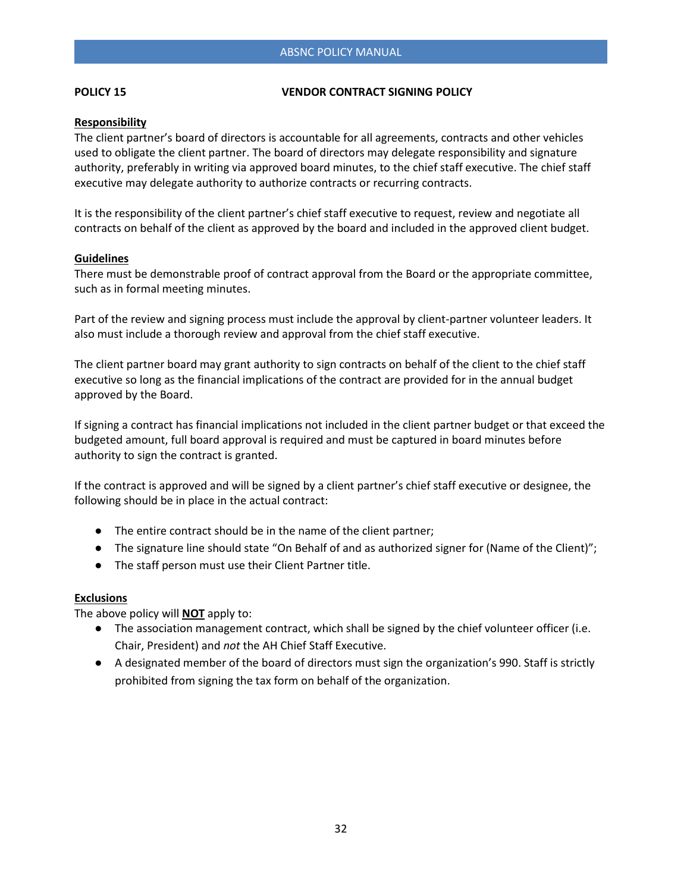**POLICY 15 VENDOR CONTRACT SIGNING POLICY**

**Responsibility**

The client partner's board of directors is accountable for all agreements, contracts and other vehicles used to obligate the client partner. The board of directors may delegate responsibility and signature authority, preferably in writing via approved board minutes, to the chief staff executive. The chief staff executive may delegate authority to authorize contracts or recurring contracts.

It is the responsibility of the client partner's chief staff executive to request, review and negotiate all contracts on behalf of the client as approved by the board and included in the approved client budget.

**Guidelines**

There must be demonstrable proof of contract approval from the Board or the appropriate committee, such as in formal meeting minutes.

Part of the review and signing process must include the approval by client-partner volunteer leaders. It also must include a thorough review and approval from the chief staff executive.

The client partner board may grant authority to sign contracts on behalf of the client to the chief staff executive so long as the financial implications of the contract are provided for in the annual budget approved by the Board.

If signing a contract has financial implications not included in the client partner budget or that exceed the budgeted amount, full board approval is required and must be captured in board minutes before authority to sign the contract is granted.

If the contract is approved and will be signed by a client partner's chief staff executive or designee, the following should be in place in the actual contract:

- The entire contract should be in the name of the client partner;
- The signature line should state "On Behalf of and as authorized signer for (Name of the Client)";
- The staff person must use their Client Partner title.

**Exclusions**

The above policy will **NOT** apply to:

- The association management contract, which shall be signed by the chief volunteer officer (i.e. Chair, President) and *not* the AH Chief Staff Executive.
- A designated member of the board of directors must sign the organization's 990. Staff is strictly prohibited from signing the tax form on behalf of the organization.